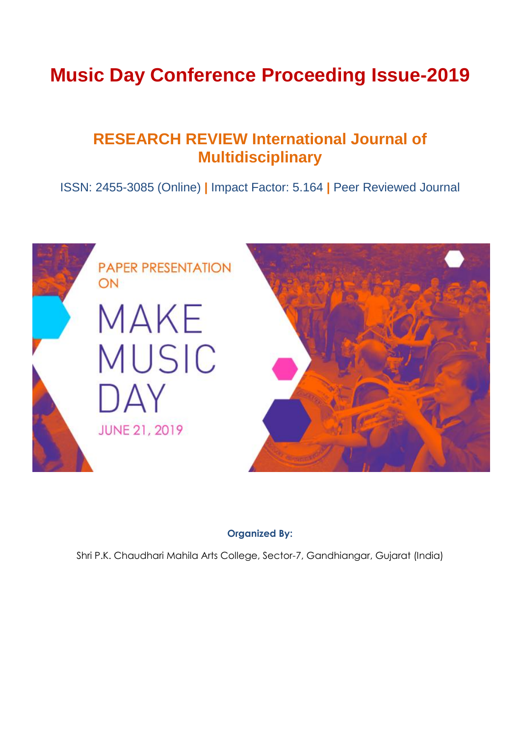# Music Day Conference Proceeding Issue-2019

## RESEARCH REVIEW International Journal of Multidisciplinary

ISSN: 2455-3085 (Online) | Impact Factor: 5.164 | Peer Reviewed Journal

PAPER PRESENTATION ON

MAKE MUSIC DAY

JUNE 21, 2019

**Organized By:**

Shri P.K. Chaudhari Mahila Arts College, Sector-7, Gandhiangar, Gujarat (India)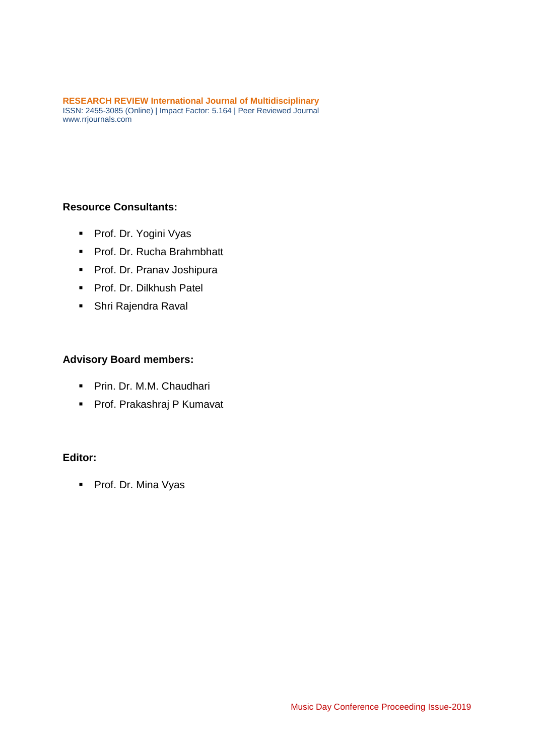**Resource Consultants:**

- Prof. Dr. Yogini Vyas
- Prof. Dr. Rucha Brahmbhatt
- Prof. Dr. Pranav Joshipura
- Prof. Dr. Dilkhush Patel
- Shri Rajendra Raval

**Advisory Board members:**

- Prin. Dr. M.M. Chaudhari
- Prof. Prakashraj P Kumavat

**Editor:**

- Prof. Dr. Mina Vyas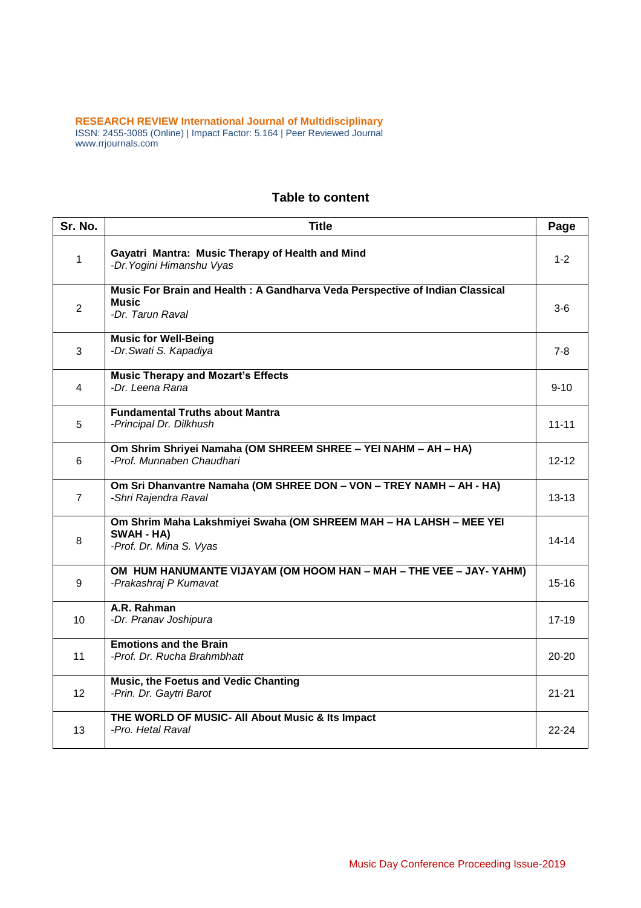## Table to content

| Sr. No. | Title | Page |
|---|---|---|
| 1 | **Gayatri Mantra: Music Therapy of Health and Mind** <br> *-Dr.Yogini Himanshu Vyas* | 1-2 |
| 2 | **Music For Brain and Health : A Gandharva Veda Perspective of Indian Classical Music** <br> *-Dr. Tarun Raval* | 3-6 |
| 3 | **Music for Well-Being** <br> *-Dr.Swati S. Kapadiya* | 7-8 |
| 4 | **Music Therapy and Mozart's Effects** <br> *-Dr. Leena Rana* | 9-10 |
| 5 | **Fundamental Truths about Mantra** <br> *-Principal Dr. Dilkhush* | 11-11 |
| 6 | **Om Shrim Shriyei Namaha (OM SHREEM SHREE – YEI NAHM – AH – HA)** <br> *-Prof. Munnaben Chaudhari* | 12-12 |
| 7 | **Om Sri Dhanvantre Namaha (OM SHREE DON – VON – TREY NAMH – AH - HA)** <br> *-Shri Rajendra Raval* | 13-13 |
| 8 | **Om Shrim Maha Lakshmiyei Swaha (OM SHREEM MAH – HA LAHSH – MEE YEI SWAH - HA)** <br> *-Prof. Dr. Mina S. Vyas* | 14-14 |
| 9 | **OM HUM HANUMANTE VIJAYAM (OM HOOM HAN – MAH – THE VEE – JAY- YAHM)** <br> *-Prakashraj P Kumavat* | 15-16 |
| 10 | **A.R. Rahman** <br> *-Dr. Pranav Joshipura* | 17-19 |
| 11 | **Emotions and the Brain** <br> *-Prof. Dr. Rucha Brahmbhatt* | 20-20 |
| 12 | **Music, the Foetus and Vedic Chanting** <br> *-Prin. Dr. Gaytri Barot* | 21-21 |
| 13 | **THE WORLD OF MUSIC- All About Music & Its Impact** <br> *-Pro. Hetal Raval* | 22-24 |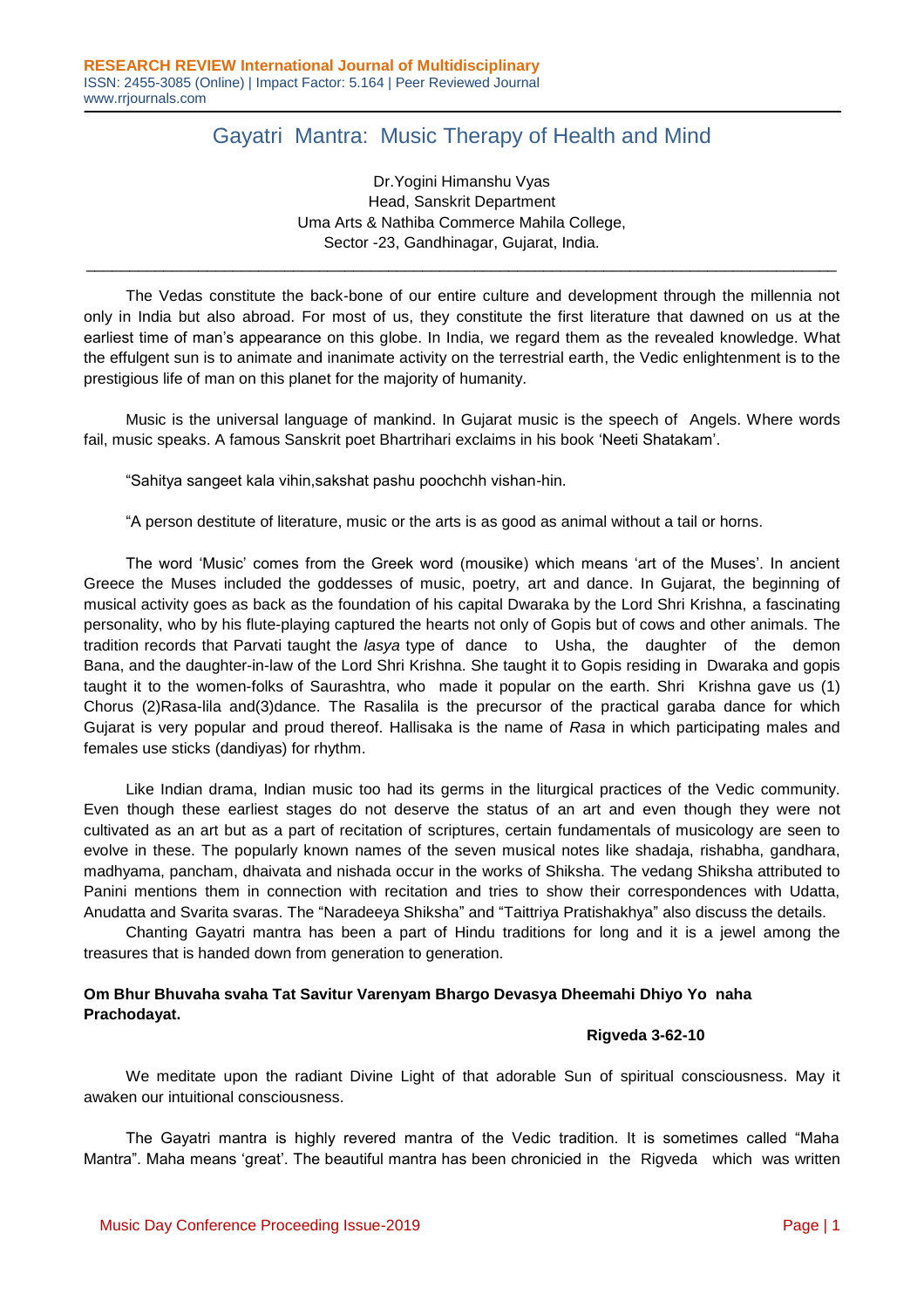# Gayatri Mantra: Music Therapy of Health and Mind

Dr.Yogini Himanshu Vyas
Head, Sanskrit Department
Uma Arts & Nathiba Commerce Mahila College,
Sector -23, Gandhinagar, Gujarat, India.

---

The Vedas constitute the back-bone of our entire culture and development through the millennia not only in India but also abroad. For most of us, they constitute the first literature that dawned on us at the earliest time of man's appearance on this globe. In India, we regard them as the revealed knowledge. What the effulgent sun is to animate and inanimate activity on the terrestrial earth, the Vedic enlightenment is to the prestigious life of man on this planet for the majority of humanity.

Music is the universal language of mankind. In Gujarat music is the speech of Angels. Where words fail, music speaks. A famous Sanskrit poet Bhartrihari exclaims in his book 'Neeti Shatakam'.

"Sahitya sangeet kala vihin,sakshat pashu poochchh vishan-hin.

"A person destitute of literature, music or the arts is as good as animal without a tail or horns.

The word 'Music' comes from the Greek word (mousike) which means 'art of the Muses'. In ancient Greece the Muses included the goddesses of music, poetry, art and dance. In Gujarat, the beginning of musical activity goes as back as the foundation of his capital Dwaraka by the Lord Shri Krishna, a fascinating personality, who by his flute-playing captured the hearts not only of Gopis but of cows and other animals. The tradition records that Parvati taught the *lasya* type of dance to Usha, the daughter of the demon Bana, and the daughter-in-law of the Lord Shri Krishna. She taught it to Gopis residing in Dwaraka and gopis taught it to the women-folks of Saurashtra, who made it popular on the earth. Shri Krishna gave us (1) Chorus (2)Rasa-lila and(3)dance. The Rasalila is the precursor of the practical garaba dance for which Gujarat is very popular and proud thereof. Hallisaka is the name of *Rasa* in which participating males and females use sticks (dandiyas) for rhythm.

Like Indian drama, Indian music too had its germs in the liturgical practices of the Vedic community. Even though these earliest stages do not deserve the status of an art and even though they were not cultivated as an art but as a part of recitation of scriptures, certain fundamentals of musicology are seen to evolve in these. The popularly known names of the seven musical notes like shadaja, rishabha, gandhara, madhyama, pancham, dhaivata and nishada occur in the works of Shiksha. The vedang Shiksha attributed to Panini mentions them in connection with recitation and tries to show their correspondences with Udatta, Anudatta and Svarita svaras. The "Naradeeya Shiksha" and "Taittriya Pratishakhya" also discuss the details.

Chanting Gayatri mantra has been a part of Hindu traditions for long and it is a jewel among the treasures that is handed down from generation to generation.

**Om Bhur Bhuvaha svaha Tat Savitur Varenyam Bhargo Devasya Dheemahi Dhiyo Yo naha Prachodayat.**

**Rigveda 3-62-10**

We meditate upon the radiant Divine Light of that adorable Sun of spiritual consciousness. May it awaken our intuitional consciousness.

The Gayatri mantra is highly revered mantra of the Vedic tradition. It is sometimes called "Maha Mantra". Maha means 'great'. The beautiful mantra has been chronicied in the Rigveda which was written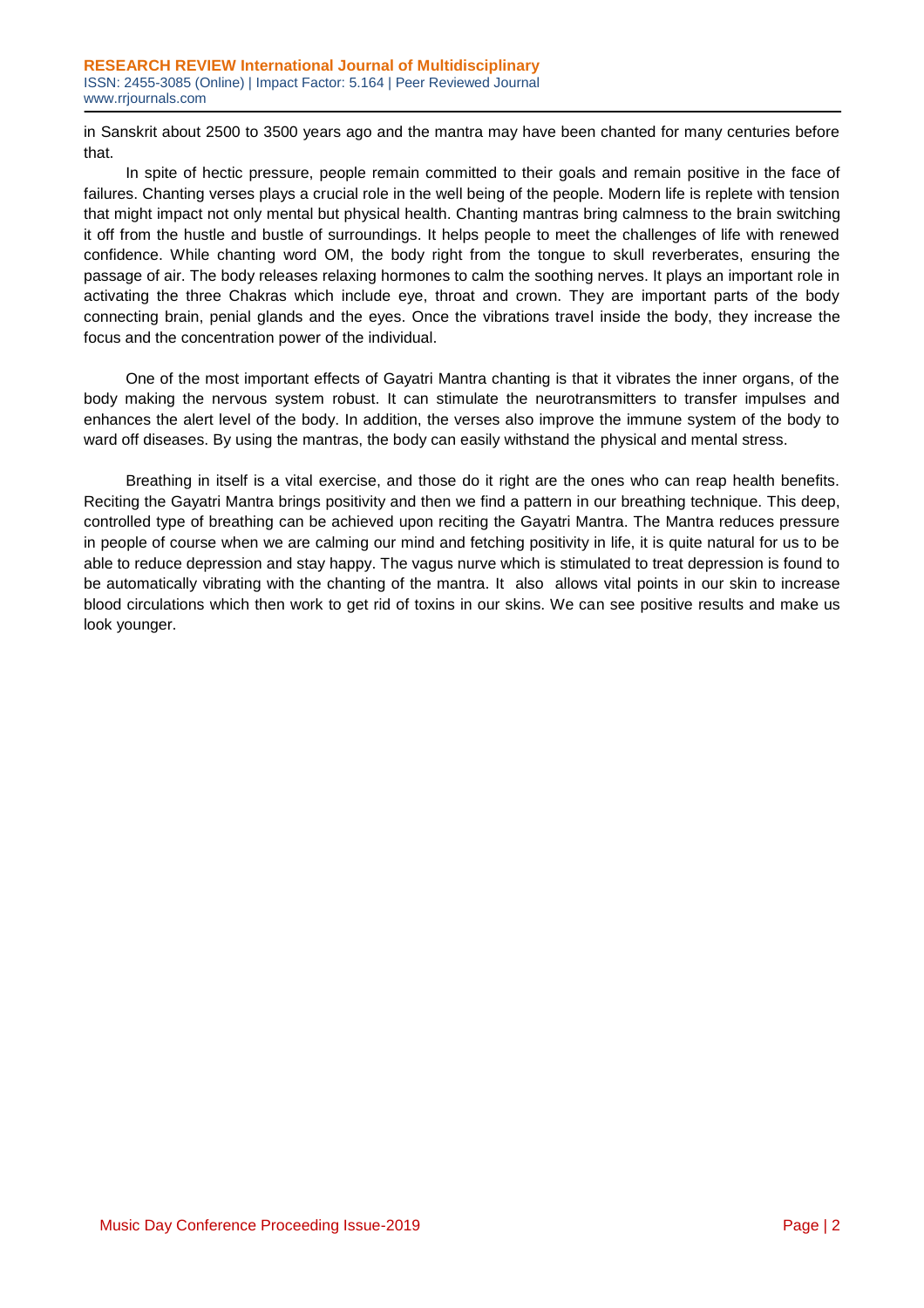in Sanskrit about 2500 to 3500 years ago and the mantra may have been chanted for many centuries before that.

In spite of hectic pressure, people remain committed to their goals and remain positive in the face of failures. Chanting verses plays a crucial role in the well being of the people. Modern life is replete with tension that might impact not only mental but physical health. Chanting mantras bring calmness to the brain switching it off from the hustle and bustle of surroundings. It helps people to meet the challenges of life with renewed confidence. While chanting word OM, the body right from the tongue to skull reverberates, ensuring the passage of air. The body releases relaxing hormones to calm the soothing nerves. It plays an important role in activating the three Chakras which include eye, throat and crown. They are important parts of the body connecting brain, penial glands and the eyes. Once the vibrations travel inside the body, they increase the focus and the concentration power of the individual.

One of the most important effects of Gayatri Mantra chanting is that it vibrates the inner organs, of the body making the nervous system robust. It can stimulate the neurotransmitters to transfer impulses and enhances the alert level of the body. In addition, the verses also improve the immune system of the body to ward off diseases. By using the mantras, the body can easily withstand the physical and mental stress.

Breathing in itself is a vital exercise, and those do it right are the ones who can reap health benefits. Reciting the Gayatri Mantra brings positivity and then we find a pattern in our breathing technique. This deep, controlled type of breathing can be achieved upon reciting the Gayatri Mantra. The Mantra reduces pressure in people of course when we are calming our mind and fetching positivity in life, it is quite natural for us to be able to reduce depression and stay happy. The vagus nurve which is stimulated to treat depression is found to be automatically vibrating with the chanting of the mantra. It also allows vital points in our skin to increase blood circulations which then work to get rid of toxins in our skins. We can see positive results and make us look younger.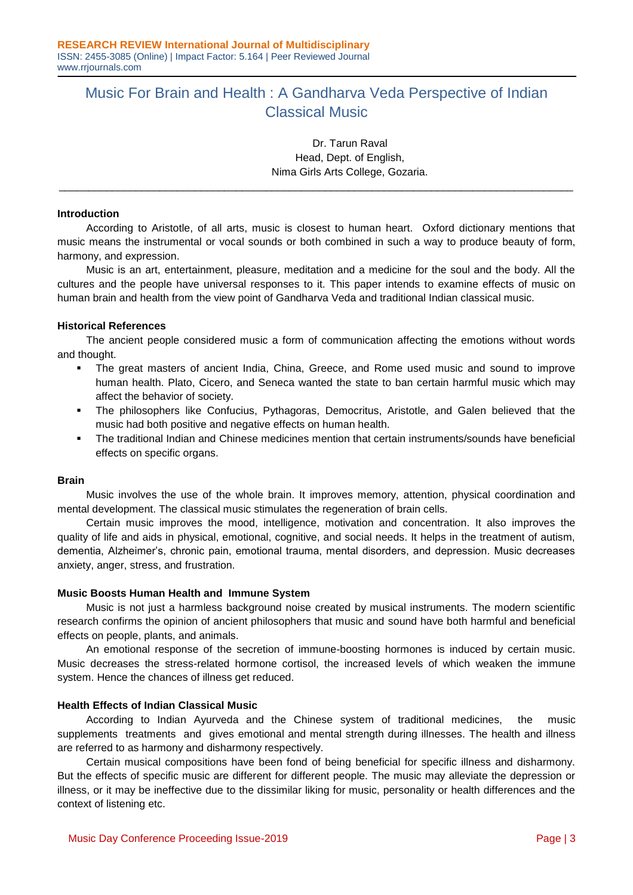# Music For Brain and Health : A Gandharva Veda Perspective of Indian Classical Music

Dr. Tarun Raval
Head, Dept. of English,
Nima Girls Arts College, Gozaria.

---

## Introduction

According to Aristotle, of all arts, music is closest to human heart. Oxford dictionary mentions that music means the instrumental or vocal sounds or both combined in such a way to produce beauty of form, harmony, and expression.

Music is an art, entertainment, pleasure, meditation and a medicine for the soul and the body. All the cultures and the people have universal responses to it. This paper intends to examine effects of music on human brain and health from the view point of Gandharva Veda and traditional Indian classical music.

## Historical References

The ancient people considered music a form of communication affecting the emotions without words and thought.

- The great masters of ancient India, China, Greece, and Rome used music and sound to improve human health. Plato, Cicero, and Seneca wanted the state to ban certain harmful music which may affect the behavior of society.
- The philosophers like Confucius, Pythagoras, Democritus, Aristotle, and Galen believed that the music had both positive and negative effects on human health.
- The traditional Indian and Chinese medicines mention that certain instruments/sounds have beneficial effects on specific organs.

## Brain

Music involves the use of the whole brain. It improves memory, attention, physical coordination and mental development. The classical music stimulates the regeneration of brain cells.

Certain music improves the mood, intelligence, motivation and concentration. It also improves the quality of life and aids in physical, emotional, cognitive, and social needs. It helps in the treatment of autism, dementia, Alzheimer's, chronic pain, emotional trauma, mental disorders, and depression. Music decreases anxiety, anger, stress, and frustration.

## Music Boosts Human Health and Immune System

Music is not just a harmless background noise created by musical instruments. The modern scientific research confirms the opinion of ancient philosophers that music and sound have both harmful and beneficial effects on people, plants, and animals.

An emotional response of the secretion of immune-boosting hormones is induced by certain music. Music decreases the stress-related hormone cortisol, the increased levels of which weaken the immune system. Hence the chances of illness get reduced.

## Health Effects of Indian Classical Music

According to Indian Ayurveda and the Chinese system of traditional medicines, the music supplements treatments and gives emotional and mental strength during illnesses. The health and illness are referred to as harmony and disharmony respectively.

Certain musical compositions have been fond of being beneficial for specific illness and disharmony. But the effects of specific music are different for different people. The music may alleviate the depression or illness, or it may be ineffective due to the dissimilar liking for music, personality or health differences and the context of listening etc.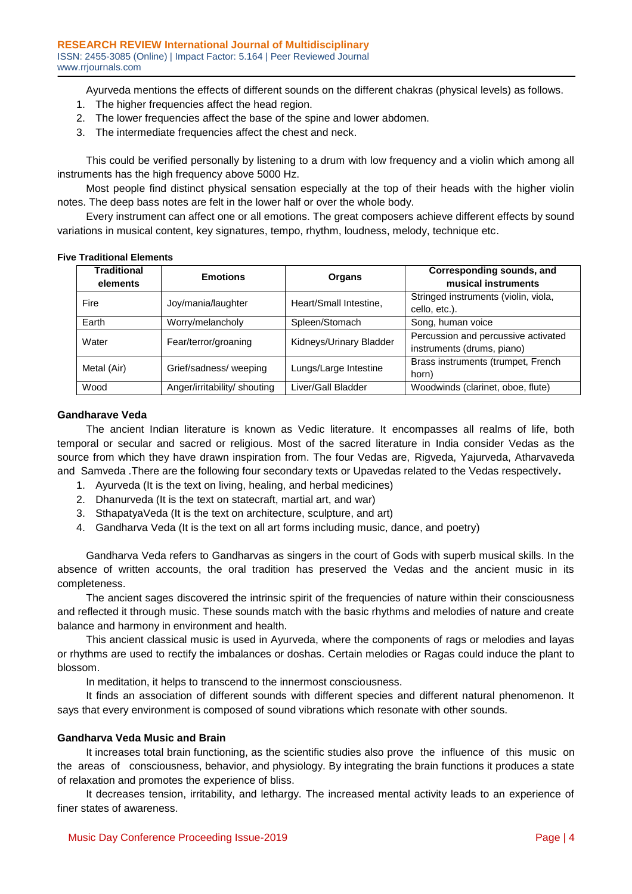Ayurveda mentions the effects of different sounds on the different chakras (physical levels) as follows.

1. The higher frequencies affect the head region.
2. The lower frequencies affect the base of the spine and lower abdomen.
3. The intermediate frequencies affect the chest and neck.

This could be verified personally by listening to a drum with low frequency and a violin which among all instruments has the high frequency above 5000 Hz.

Most people find distinct physical sensation especially at the top of their heads with the higher violin notes. The deep bass notes are felt in the lower half or over the whole body.

Every instrument can affect one or all emotions. The great composers achieve different effects by sound variations in musical content, key signatures, tempo, rhythm, loudness, melody, technique etc.

**Five Traditional Elements**

| Traditional elements | Emotions | Organs | Corresponding sounds, and musical instruments |
|---|---|---|---|
| Fire | Joy/mania/laughter | Heart/Small Intestine, | Stringed instruments (violin, viola, cello, etc.). |
| Earth | Worry/melancholy | Spleen/Stomach | Song, human voice |
| Water | Fear/terror/groaning | Kidneys/Urinary Bladder | Percussion and percussive activated instruments (drums, piano) |
| Metal (Air) | Grief/sadness/ weeping | Lungs/Large Intestine | Brass instruments (trumpet, French horn) |
| Wood | Anger/irritability/ shouting | Liver/Gall Bladder | Woodwinds (clarinet, oboe, flute) |

### Gandharave Veda

The ancient Indian literature is known as Vedic literature. It encompasses all realms of life, both temporal or secular and sacred or religious. Most of the sacred literature in India consider Vedas as the source from which they have drawn inspiration from. The four Vedas are, Rigveda, Yajurveda, Atharvaveda and Samveda .There are the following four secondary texts or Upavedas related to the Vedas respectively**.**

1. Ayurveda (It is the text on living, healing, and herbal medicines)
2. Dhanurveda (It is the text on statecraft, martial art, and war)
3. SthapatyaVeda (It is the text on architecture, sculpture, and art)
4. Gandharva Veda (It is the text on all art forms including music, dance, and poetry)

Gandharva Veda refers to Gandharvas as singers in the court of Gods with superb musical skills. In the absence of written accounts, the oral tradition has preserved the Vedas and the ancient music in its completeness.

The ancient sages discovered the intrinsic spirit of the frequencies of nature within their consciousness and reflected it through music. These sounds match with the basic rhythms and melodies of nature and create balance and harmony in environment and health.

This ancient classical music is used in Ayurveda, where the components of rags or melodies and layas or rhythms are used to rectify the imbalances or doshas. Certain melodies or Ragas could induce the plant to blossom.

In meditation, it helps to transcend to the innermost consciousness.

It finds an association of different sounds with different species and different natural phenomenon. It says that every environment is composed of sound vibrations which resonate with other sounds.

### Gandharva Veda Music and Brain

It increases total brain functioning, as the scientific studies also prove the influence of this music on the areas of consciousness, behavior, and physiology. By integrating the brain functions it produces a state of relaxation and promotes the experience of bliss.

It decreases tension, irritability, and lethargy. The increased mental activity leads to an experience of finer states of awareness.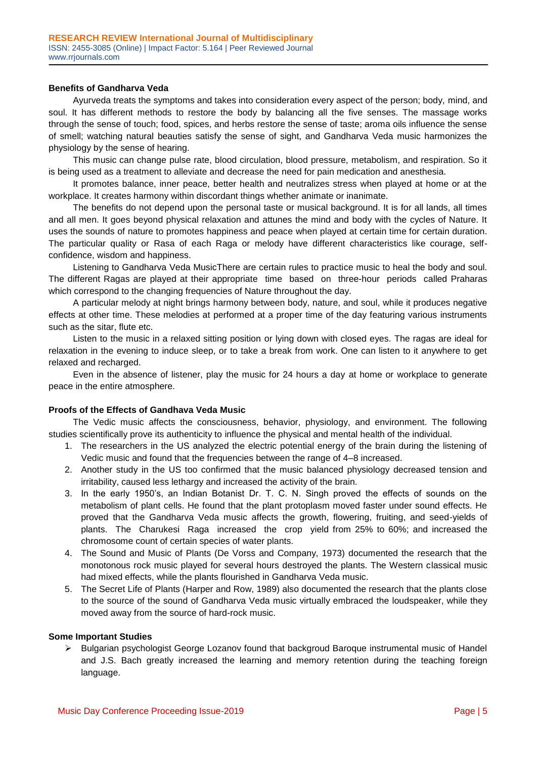**Benefits of Gandharva Veda**

Ayurveda treats the symptoms and takes into consideration every aspect of the person; body, mind, and soul. It has different methods to restore the body by balancing all the five senses. The massage works through the sense of touch; food, spices, and herbs restore the sense of taste; aroma oils influence the sense of smell; watching natural beauties satisfy the sense of sight, and Gandharva Veda music harmonizes the physiology by the sense of hearing.

This music can change pulse rate, blood circulation, blood pressure, metabolism, and respiration. So it is being used as a treatment to alleviate and decrease the need for pain medication and anesthesia.

It promotes balance, inner peace, better health and neutralizes stress when played at home or at the workplace. It creates harmony within discordant things whether animate or inanimate.

The benefits do not depend upon the personal taste or musical background. It is for all lands, all times and all men. It goes beyond physical relaxation and attunes the mind and body with the cycles of Nature. It uses the sounds of nature to promotes happiness and peace when played at certain time for certain duration. The particular quality or Rasa of each Raga or melody have different characteristics like courage, self-confidence, wisdom and happiness.

Listening to Gandharva Veda MusicThere are certain rules to practice music to heal the body and soul. The different Ragas are played at their appropriate time based on three-hour periods called Praharas which correspond to the changing frequencies of Nature throughout the day.

A particular melody at night brings harmony between body, nature, and soul, while it produces negative effects at other time. These melodies at performed at a proper time of the day featuring various instruments such as the sitar, flute etc.

Listen to the music in a relaxed sitting position or lying down with closed eyes. The ragas are ideal for relaxation in the evening to induce sleep, or to take a break from work. One can listen to it anywhere to get relaxed and recharged.

Even in the absence of listener, play the music for 24 hours a day at home or workplace to generate peace in the entire atmosphere.

**Proofs of the Effects of Gandhava Veda Music**

The Vedic music affects the consciousness, behavior, physiology, and environment. The following studies scientifically prove its authenticity to influence the physical and mental health of the individual.

1. The researchers in the US analyzed the electric potential energy of the brain during the listening of Vedic music and found that the frequencies between the range of 4–8 increased.
2. Another study in the US too confirmed that the music balanced physiology decreased tension and irritability, caused less lethargy and increased the activity of the brain.
3. In the early 1950's, an Indian Botanist Dr. T. C. N. Singh proved the effects of sounds on the metabolism of plant cells. He found that the plant protoplasm moved faster under sound effects. He proved that the Gandharva Veda music affects the growth, flowering, fruiting, and seed-yields of plants. The Charukesi Raga increased the crop yield from 25% to 60%; and increased the chromosome count of certain species of water plants.
4. The Sound and Music of Plants (De Vorss and Company, 1973) documented the research that the monotonous rock music played for several hours destroyed the plants. The Western classical music had mixed effects, while the plants flourished in Gandharva Veda music.
5. The Secret Life of Plants (Harper and Row, 1989) also documented the research that the plants close to the source of the sound of Gandharva Veda music virtually embraced the loudspeaker, while they moved away from the source of hard-rock music.

**Some Important Studies**

- Bulgarian psychologist George Lozanov found that backgroud Baroque instrumental music of Handel and J.S. Bach greatly increased the learning and memory retention during the teaching foreign language.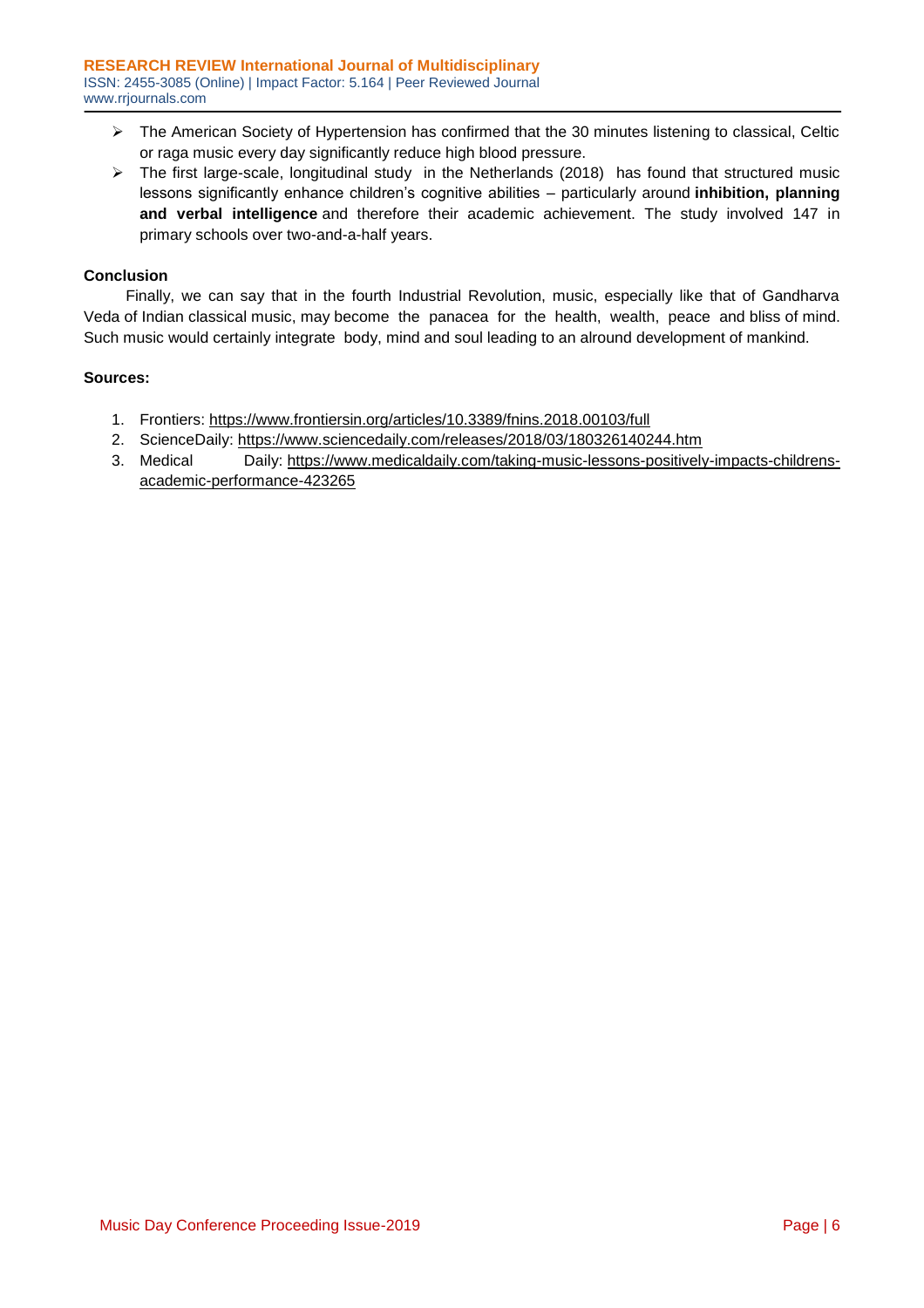- The American Society of Hypertension has confirmed that the 30 minutes listening to classical, Celtic or raga music every day significantly reduce high blood pressure.
- The first large-scale, longitudinal study in the Netherlands (2018) has found that structured music lessons significantly enhance children's cognitive abilities – particularly around **inhibition, planning and verbal intelligence** and therefore their academic achievement. The study involved 147 in primary schools over two-and-a-half years.

**Conclusion**

Finally, we can say that in the fourth Industrial Revolution, music, especially like that of Gandharva Veda of Indian classical music, may become the panacea for the health, wealth, peace and bliss of mind. Such music would certainly integrate body, mind and soul leading to an alround development of mankind.

**Sources:**

1. Frontiers: https://www.frontiersin.org/articles/10.3389/fnins.2018.00103/full
2. ScienceDaily: https://www.sciencedaily.com/releases/2018/03/180326140244.htm
3. Medical Daily: https://www.medicaldaily.com/taking-music-lessons-positively-impacts-childrens-academic-performance-423265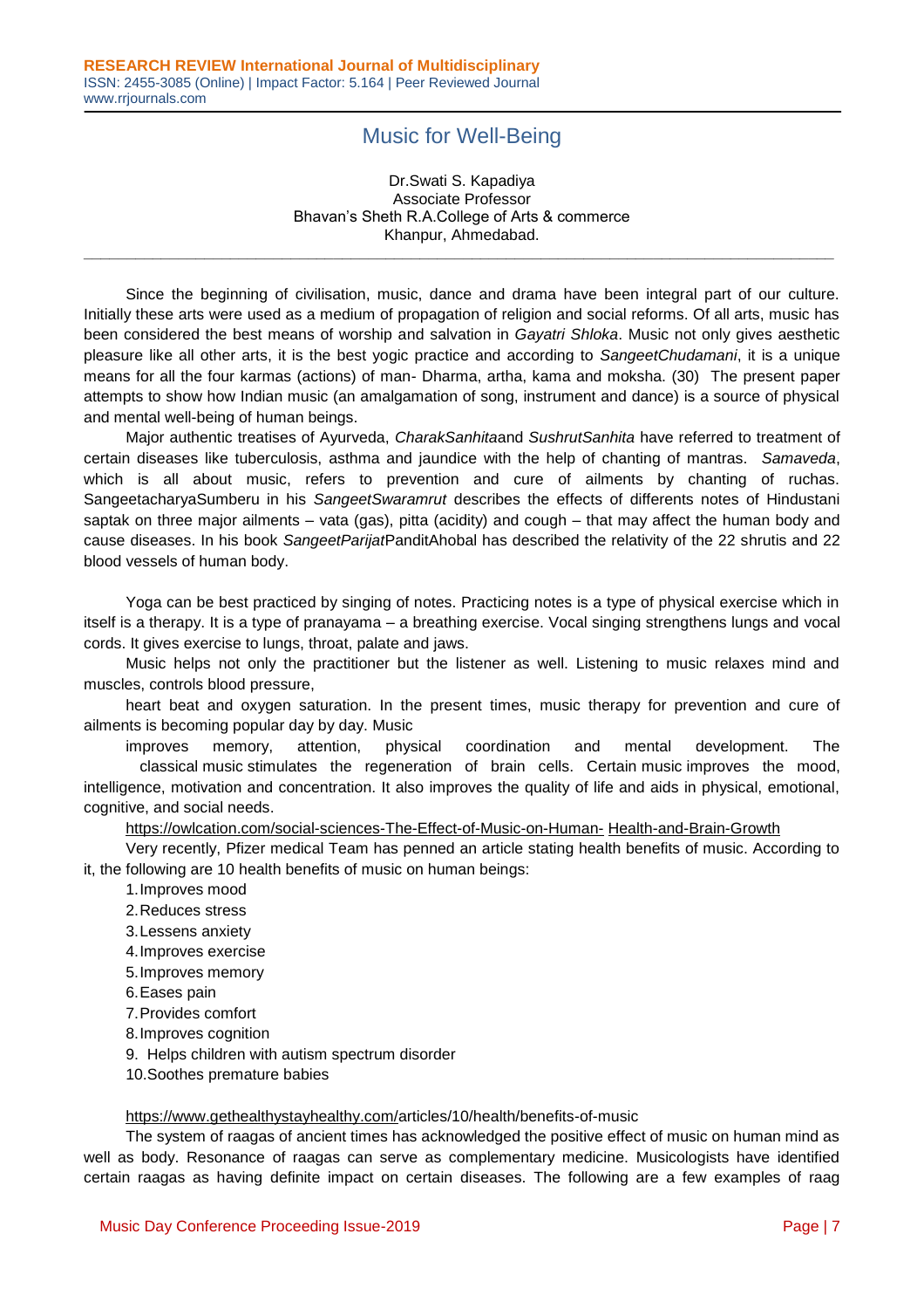# Music for Well-Being

Dr.Swati S. Kapadiya
Associate Professor
Bhavan's Sheth R.A.College of Arts & commerce
Khanpur, Ahmedabad.

---

Since the beginning of civilisation, music, dance and drama have been integral part of our culture. Initially these arts were used as a medium of propagation of religion and social reforms. Of all arts, music has been considered the best means of worship and salvation in *Gayatri Shloka*. Music not only gives aesthetic pleasure like all other arts, it is the best yogic practice and according to *SangeetChudamani*, it is a unique means for all the four karmas (actions) of man- Dharma, artha, kama and moksha. (30) The present paper attempts to show how Indian music (an amalgamation of song, instrument and dance) is a source of physical and mental well-being of human beings.

Major authentic treatises of Ayurveda, *CharakSanhita*and *SushrutSanhita* have referred to treatment of certain diseases like tuberculosis, asthma and jaundice with the help of chanting of mantras. *Samaveda*, which is all about music, refers to prevention and cure of ailments by chanting of ruchas. SangeetacharyaSumberu in his *SangeetSwaramrut* describes the effects of differents notes of Hindustani saptak on three major ailments – vata (gas), pitta (acidity) and cough – that may affect the human body and cause diseases. In his book *SangeetParijat*PanditAhobal has described the relativity of the 22 shrutis and 22 blood vessels of human body.

Yoga can be best practiced by singing of notes. Practicing notes is a type of physical exercise which in itself is a therapy. It is a type of pranayama – a breathing exercise. Vocal singing strengthens lungs and vocal cords. It gives exercise to lungs, throat, palate and jaws.

Music helps not only the practitioner but the listener as well. Listening to music relaxes mind and muscles, controls blood pressure, heart beat and oxygen saturation. In the present times, music therapy for prevention and cure of ailments is becoming popular day by day. Music improves memory, attention, physical coordination and mental development. The classical music stimulates the regeneration of brain cells. Certain music improves the mood, intelligence, motivation and concentration. It also improves the quality of life and aids in physical, emotional, cognitive, and social needs.

https://owlcation.com/social-sciences-The-Effect-of-Music-on-Human- Health-and-Brain-Growth

Very recently, Pfizer medical Team has penned an article stating health benefits of music. According to it, the following are 10 health benefits of music on human beings:

1. Improves mood
2. Reduces stress
3. Lessens anxiety
4. Improves exercise
5. Improves memory
6. Eases pain
7. Provides comfort
8. Improves cognition
9. Helps children with autism spectrum disorder
10. Soothes premature babies

https://www.gethealthystayhealthy.com/articles/10/health/benefits-of-music

The system of raagas of ancient times has acknowledged the positive effect of music on human mind as well as body. Resonance of raagas can serve as complementary medicine. Musicologists have identified certain raagas as having definite impact on certain diseases. The following are a few examples of raag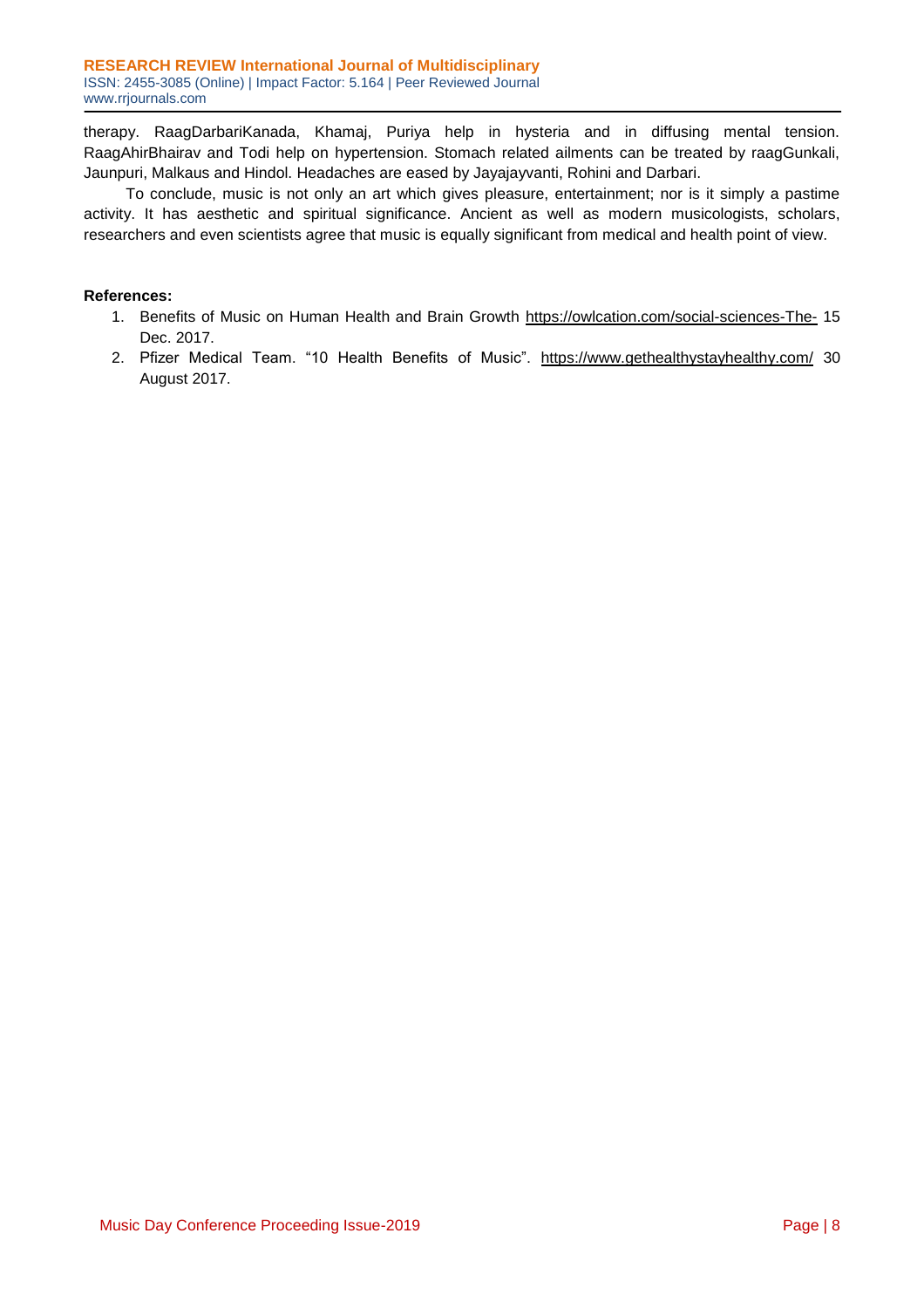therapy. RaagDarbariKanada, Khamaj, Puriya help in hysteria and in diffusing mental tension. RaagAhirBhairav and Todi help on hypertension. Stomach related ailments can be treated by raagGunkali, Jaunpuri, Malkaus and Hindol. Headaches are eased by Jayajayvanti, Rohini and Darbari.

To conclude, music is not only an art which gives pleasure, entertainment; nor is it simply a pastime activity. It has aesthetic and spiritual significance. Ancient as well as modern musicologists, scholars, researchers and even scientists agree that music is equally significant from medical and health point of view.

**References:**

1. Benefits of Music on Human Health and Brain Growth https://owlcation.com/social-sciences-The- 15 Dec. 2017.
2. Pfizer Medical Team. "10 Health Benefits of Music". https://www.gethealthystayhealthy.com/ 30 August 2017.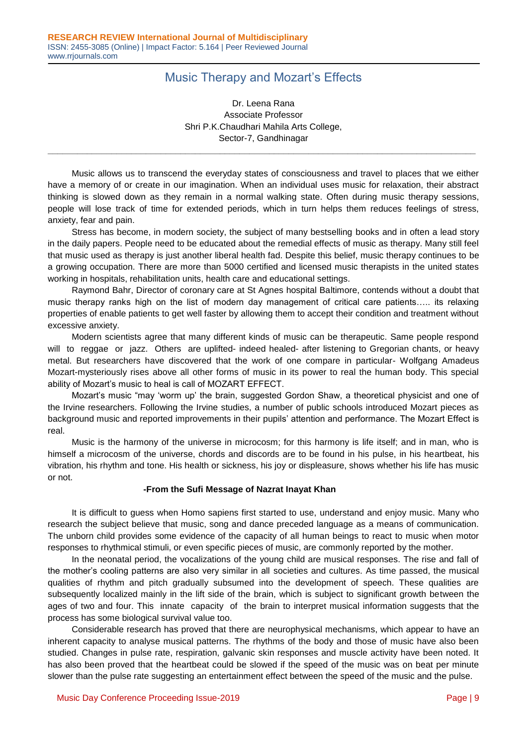# Music Therapy and Mozart's Effects

Dr. Leena Rana
Associate Professor
Shri P.K.Chaudhari Mahila Arts College,
Sector-7, Gandhinagar

---

Music allows us to transcend the everyday states of consciousness and travel to places that we either have a memory of or create in our imagination. When an individual uses music for relaxation, their abstract thinking is slowed down as they remain in a normal walking state. Often during music therapy sessions, people will lose track of time for extended periods, which in turn helps them reduces feelings of stress, anxiety, fear and pain.

Stress has become, in modern society, the subject of many bestselling books and in often a lead story in the daily papers. People need to be educated about the remedial effects of music as therapy. Many still feel that music used as therapy is just another liberal health fad. Despite this belief, music therapy continues to be a growing occupation. There are more than 5000 certified and licensed music therapists in the united states working in hospitals, rehabilitation units, health care and educational settings.

Raymond Bahr, Director of coronary care at St Agnes hospital Baltimore, contends without a doubt that music therapy ranks high on the list of modern day management of critical care patients….. its relaxing properties of enable patients to get well faster by allowing them to accept their condition and treatment without excessive anxiety.

Modern scientists agree that many different kinds of music can be therapeutic. Same people respond will to reggae or jazz. Others are uplifted- indeed healed- after listening to Gregorian chants, or heavy metal. But researchers have discovered that the work of one compare in particular- Wolfgang Amadeus Mozart-mysteriously rises above all other forms of music in its power to real the human body. This special ability of Mozart's music to heal is call of MOZART EFFECT.

Mozart's music "may 'worm up' the brain, suggested Gordon Shaw, a theoretical physicist and one of the Irvine researchers. Following the Irvine studies, a number of public schools introduced Mozart pieces as background music and reported improvements in their pupils' attention and performance. The Mozart Effect is real.

Music is the harmony of the universe in microcosm; for this harmony is life itself; and in man, who is himself a microcosm of the universe, chords and discords are to be found in his pulse, in his heartbeat, his vibration, his rhythm and tone. His health or sickness, his joy or displeasure, shows whether his life has music or not.

**-From the Sufi Message of Nazrat Inayat Khan**

It is difficult to guess when Homo sapiens first started to use, understand and enjoy music. Many who research the subject believe that music, song and dance preceded language as a means of communication. The unborn child provides some evidence of the capacity of all human beings to react to music when motor responses to rhythmical stimuli, or even specific pieces of music, are commonly reported by the mother.

In the neonatal period, the vocalizations of the young child are musical responses. The rise and fall of the mother's cooling patterns are also very similar in all societies and cultures. As time passed, the musical qualities of rhythm and pitch gradually subsumed into the development of speech. These qualities are subsequently localized mainly in the lift side of the brain, which is subject to significant growth between the ages of two and four. This innate capacity of the brain to interpret musical information suggests that the process has some biological survival value too.

Considerable research has proved that there are neurophysical mechanisms, which appear to have an inherent capacity to analyse musical patterns. The rhythms of the body and those of music have also been studied. Changes in pulse rate, respiration, galvanic skin responses and muscle activity have been noted. It has also been proved that the heartbeat could be slowed if the speed of the music was on beat per minute slower than the pulse rate suggesting an entertainment effect between the speed of the music and the pulse.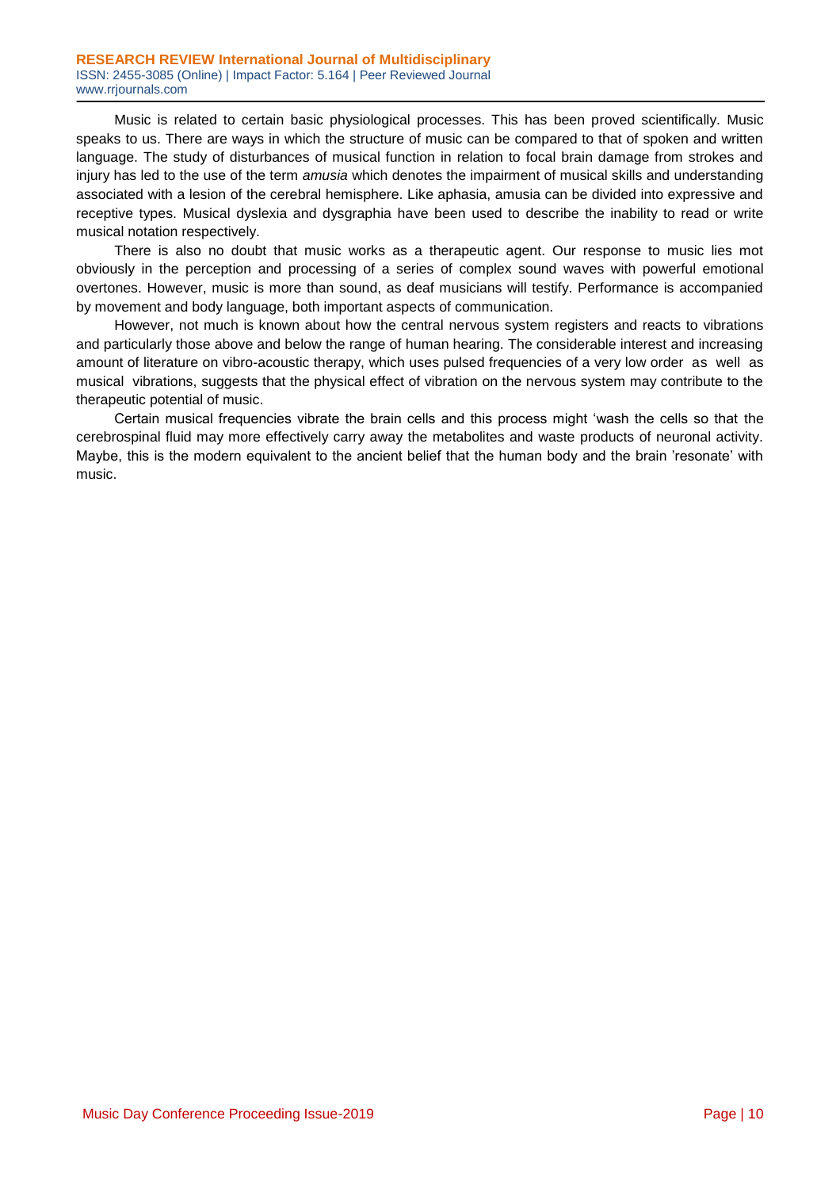Music is related to certain basic physiological processes. This has been proved scientifically. Music speaks to us. There are ways in which the structure of music can be compared to that of spoken and written language. The study of disturbances of musical function in relation to focal brain damage from strokes and injury has led to the use of the term *amusia* which denotes the impairment of musical skills and understanding associated with a lesion of the cerebral hemisphere. Like aphasia, amusia can be divided into expressive and receptive types. Musical dyslexia and dysgraphia have been used to describe the inability to read or write musical notation respectively.

There is also no doubt that music works as a therapeutic agent. Our response to music lies mot obviously in the perception and processing of a series of complex sound waves with powerful emotional overtones. However, music is more than sound, as deaf musicians will testify. Performance is accompanied by movement and body language, both important aspects of communication.

However, not much is known about how the central nervous system registers and reacts to vibrations and particularly those above and below the range of human hearing. The considerable interest and increasing amount of literature on vibro-acoustic therapy, which uses pulsed frequencies of a very low order as well as musical vibrations, suggests that the physical effect of vibration on the nervous system may contribute to the therapeutic potential of music.

Certain musical frequencies vibrate the brain cells and this process might 'wash the cells so that the cerebrospinal fluid may more effectively carry away the metabolites and waste products of neuronal activity. Maybe, this is the modern equivalent to the ancient belief that the human body and the brain 'resonate' with music.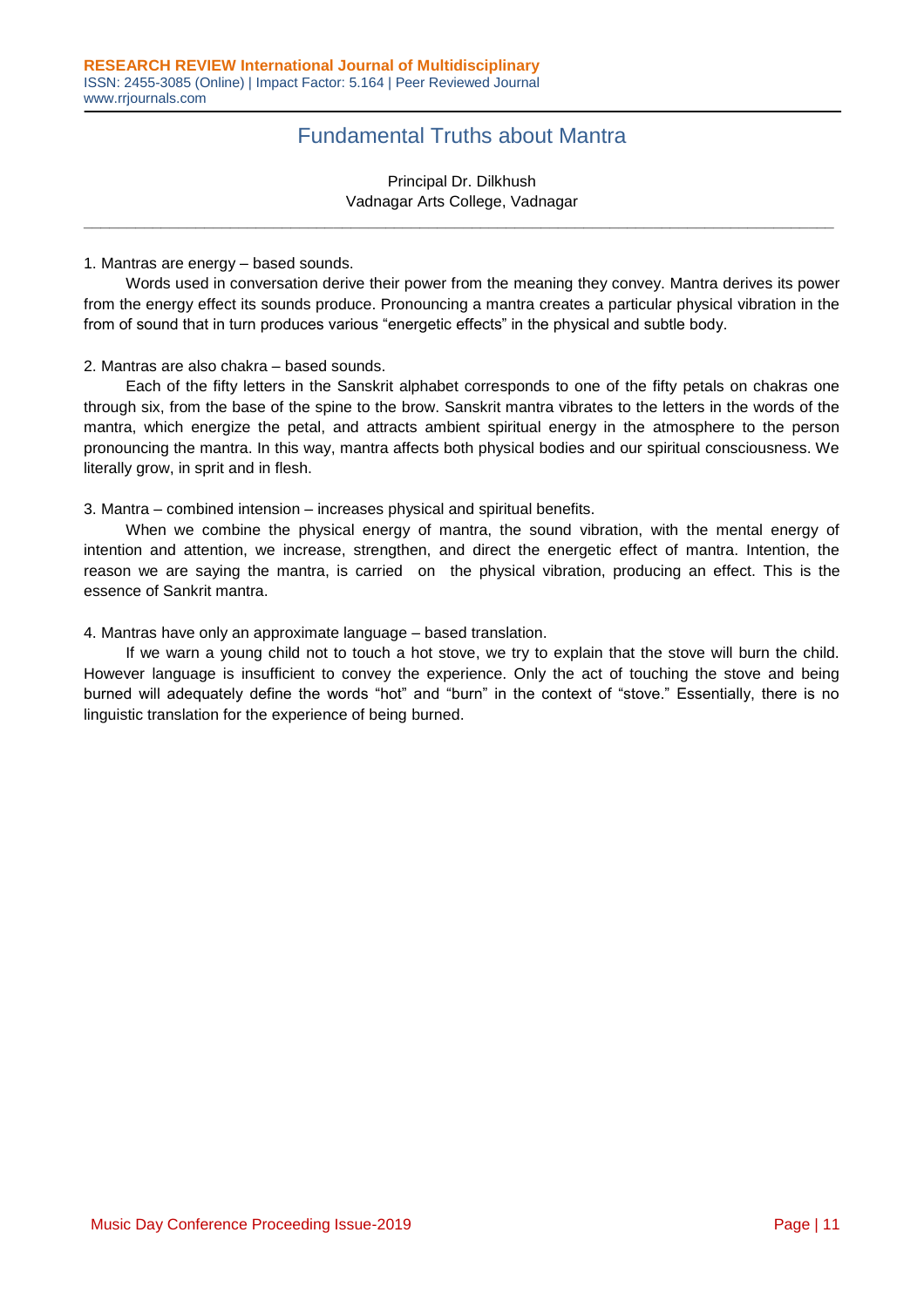# Fundamental Truths about Mantra

Principal Dr. Dilkhush
Vadnagar Arts College, Vadnagar

---

1. Mantras are energy – based sounds.

Words used in conversation derive their power from the meaning they convey. Mantra derives its power from the energy effect its sounds produce. Pronouncing a mantra creates a particular physical vibration in the from of sound that in turn produces various "energetic effects" in the physical and subtle body.

2. Mantras are also chakra – based sounds.

Each of the fifty letters in the Sanskrit alphabet corresponds to one of the fifty petals on chakras one through six, from the base of the spine to the brow. Sanskrit mantra vibrates to the letters in the words of the mantra, which energize the petal, and attracts ambient spiritual energy in the atmosphere to the person pronouncing the mantra. In this way, mantra affects both physical bodies and our spiritual consciousness. We literally grow, in sprit and in flesh.

3. Mantra – combined intension – increases physical and spiritual benefits.

When we combine the physical energy of mantra, the sound vibration, with the mental energy of intention and attention, we increase, strengthen, and direct the energetic effect of mantra. Intention, the reason we are saying the mantra, is carried on the physical vibration, producing an effect. This is the essence of Sankrit mantra.

4. Mantras have only an approximate language – based translation.

If we warn a young child not to touch a hot stove, we try to explain that the stove will burn the child. However language is insufficient to convey the experience. Only the act of touching the stove and being burned will adequately define the words "hot" and "burn" in the context of "stove." Essentially, there is no linguistic translation for the experience of being burned.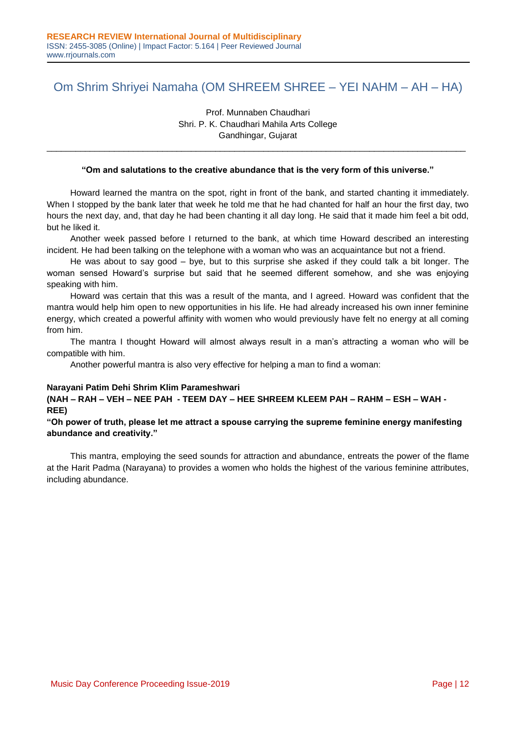## Om Shrim Shriyei Namaha (OM SHREEM SHREE – YEI NAHM – AH – HA)

Prof. Munnaben Chaudhari
Shri. P. K. Chaudhari Mahila Arts College
Gandhingar, Gujarat

---

**"Om and salutations to the creative abundance that is the very form of this universe."**

Howard learned the mantra on the spot, right in front of the bank, and started chanting it immediately. When I stopped by the bank later that week he told me that he had chanted for half an hour the first day, two hours the next day, and, that day he had been chanting it all day long. He said that it made him feel a bit odd, but he liked it.

Another week passed before I returned to the bank, at which time Howard described an interesting incident. He had been talking on the telephone with a woman who was an acquaintance but not a friend.

He was about to say good – bye, but to this surprise she asked if they could talk a bit longer. The woman sensed Howard's surprise but said that he seemed different somehow, and she was enjoying speaking with him.

Howard was certain that this was a result of the manta, and I agreed. Howard was confident that the mantra would help him open to new opportunities in his life. He had already increased his own inner feminine energy, which created a powerful affinity with women who would previously have felt no energy at all coming from him.

The mantra I thought Howard will almost always result in a man's attracting a woman who will be compatible with him.

Another powerful mantra is also very effective for helping a man to find a woman:

**Narayani Patim Dehi Shrim Klim Parameshwari**
**(NAH – RAH – VEH – NEE PAH - TEEM DAY – HEE SHREEM KLEEM PAH – RAHM – ESH – WAH - REE)**
**"Oh power of truth, please let me attract a spouse carrying the supreme feminine energy manifesting abundance and creativity."**

This mantra, employing the seed sounds for attraction and abundance, entreats the power of the flame at the Harit Padma (Narayana) to provides a women who holds the highest of the various feminine attributes, including abundance.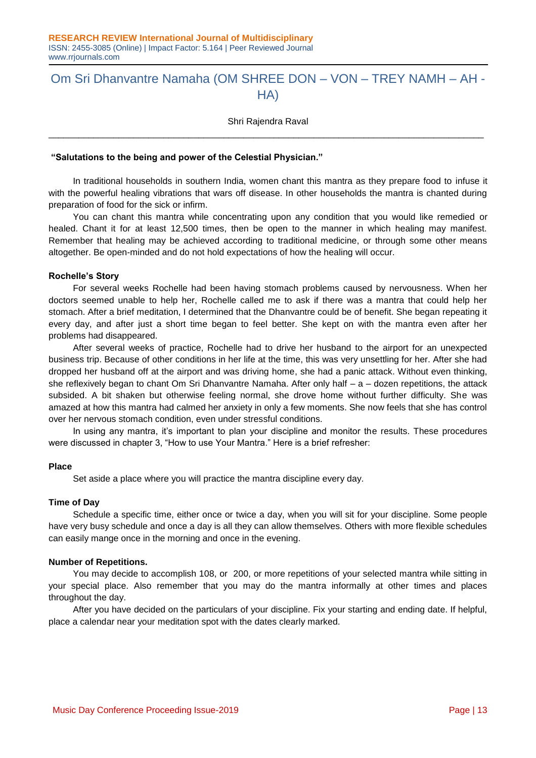# Om Sri Dhanvantre Namaha (OM SHREE DON – VON – TREY NAMH – AH - HA)

Shri Rajendra Raval

**"Salutations to the being and power of the Celestial Physician."**

In traditional households in southern India, women chant this mantra as they prepare food to infuse it with the powerful healing vibrations that wars off disease. In other households the mantra is chanted during preparation of food for the sick or infirm.

You can chant this mantra while concentrating upon any condition that you would like remedied or healed. Chant it for at least 12,500 times, then be open to the manner in which healing may manifest. Remember that healing may be achieved according to traditional medicine, or through some other means altogether. Be open-minded and do not hold expectations of how the healing will occur.

### Rochelle's Story

For several weeks Rochelle had been having stomach problems caused by nervousness. When her doctors seemed unable to help her, Rochelle called me to ask if there was a mantra that could help her stomach. After a brief meditation, I determined that the Dhanvantre could be of benefit. She began repeating it every day, and after just a short time began to feel better. She kept on with the mantra even after her problems had disappeared.

After several weeks of practice, Rochelle had to drive her husband to the airport for an unexpected business trip. Because of other conditions in her life at the time, this was very unsettling for her. After she had dropped her husband off at the airport and was driving home, she had a panic attack. Without even thinking, she reflexively began to chant Om Sri Dhanvantre Namaha. After only half – a – dozen repetitions, the attack subsided. A bit shaken but otherwise feeling normal, she drove home without further difficulty. She was amazed at how this mantra had calmed her anxiety in only a few moments. She now feels that she has control over her nervous stomach condition, even under stressful conditions.

In using any mantra, it's important to plan your discipline and monitor the results. These procedures were discussed in chapter 3, "How to use Your Mantra." Here is a brief refresher:

### Place

Set aside a place where you will practice the mantra discipline every day.

### Time of Day

Schedule a specific time, either once or twice a day, when you will sit for your discipline. Some people have very busy schedule and once a day is all they can allow themselves. Others with more flexible schedules can easily mange once in the morning and once in the evening.

### Number of Repetitions.

You may decide to accomplish 108, or 200, or more repetitions of your selected mantra while sitting in your special place. Also remember that you may do the mantra informally at other times and places throughout the day.

After you have decided on the particulars of your discipline. Fix your starting and ending date. If helpful, place a calendar near your meditation spot with the dates clearly marked.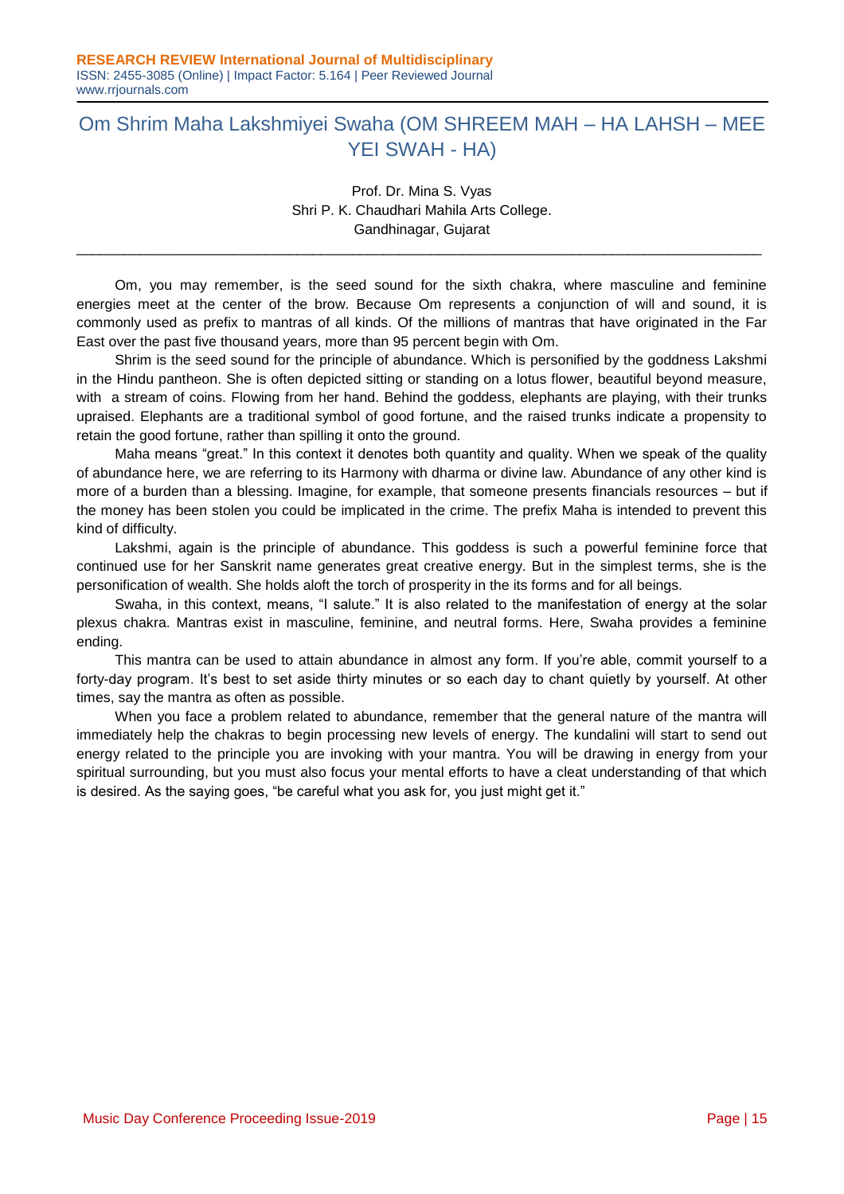# Om Shrim Maha Lakshmiyei Swaha (OM SHREEM MAH – HA LAHSH – MEE YEI SWAH - HA)

Prof. Dr. Mina S. Vyas
Shri P. K. Chaudhari Mahila Arts College.
Gandhinagar, Gujarat

---

Om, you may remember, is the seed sound for the sixth chakra, where masculine and feminine energies meet at the center of the brow. Because Om represents a conjunction of will and sound, it is commonly used as prefix to mantras of all kinds. Of the millions of mantras that have originated in the Far East over the past five thousand years, more than 95 percent begin with Om.

Shrim is the seed sound for the principle of abundance. Which is personified by the goddess Lakshmi in the Hindu pantheon. She is often depicted sitting or standing on a lotus flower, beautiful beyond measure, with a stream of coins. Flowing from her hand. Behind the goddess, elephants are playing, with their trunks upraised. Elephants are a traditional symbol of good fortune, and the raised trunks indicate a propensity to retain the good fortune, rather than spilling it onto the ground.

Maha means "great." In this context it denotes both quantity and quality. When we speak of the quality of abundance here, we are referring to its Harmony with dharma or divine law. Abundance of any other kind is more of a burden than a blessing. Imagine, for example, that someone presents financials resources – but if the money has been stolen you could be implicated in the crime. The prefix Maha is intended to prevent this kind of difficulty.

Lakshmi, again is the principle of abundance. This goddess is such a powerful feminine force that continued use for her Sanskrit name generates great creative energy. But in the simplest terms, she is the personification of wealth. She holds aloft the torch of prosperity in the its forms and for all beings.

Swaha, in this context, means, "I salute." It is also related to the manifestation of energy at the solar plexus chakra. Mantras exist in masculine, feminine, and neutral forms. Here, Swaha provides a feminine ending.

This mantra can be used to attain abundance in almost any form. If you're able, commit yourself to a forty-day program. It's best to set aside thirty minutes or so each day to chant quietly by yourself. At other times, say the mantra as often as possible.

When you face a problem related to abundance, remember that the general nature of the mantra will immediately help the chakras to begin processing new levels of energy. The kundalini will start to send out energy related to the principle you are invoking with your mantra. You will be drawing in energy from your spiritual surrounding, but you must also focus your mental efforts to have a cleat understanding of that which is desired. As the saying goes, "be careful what you ask for, you just might get it."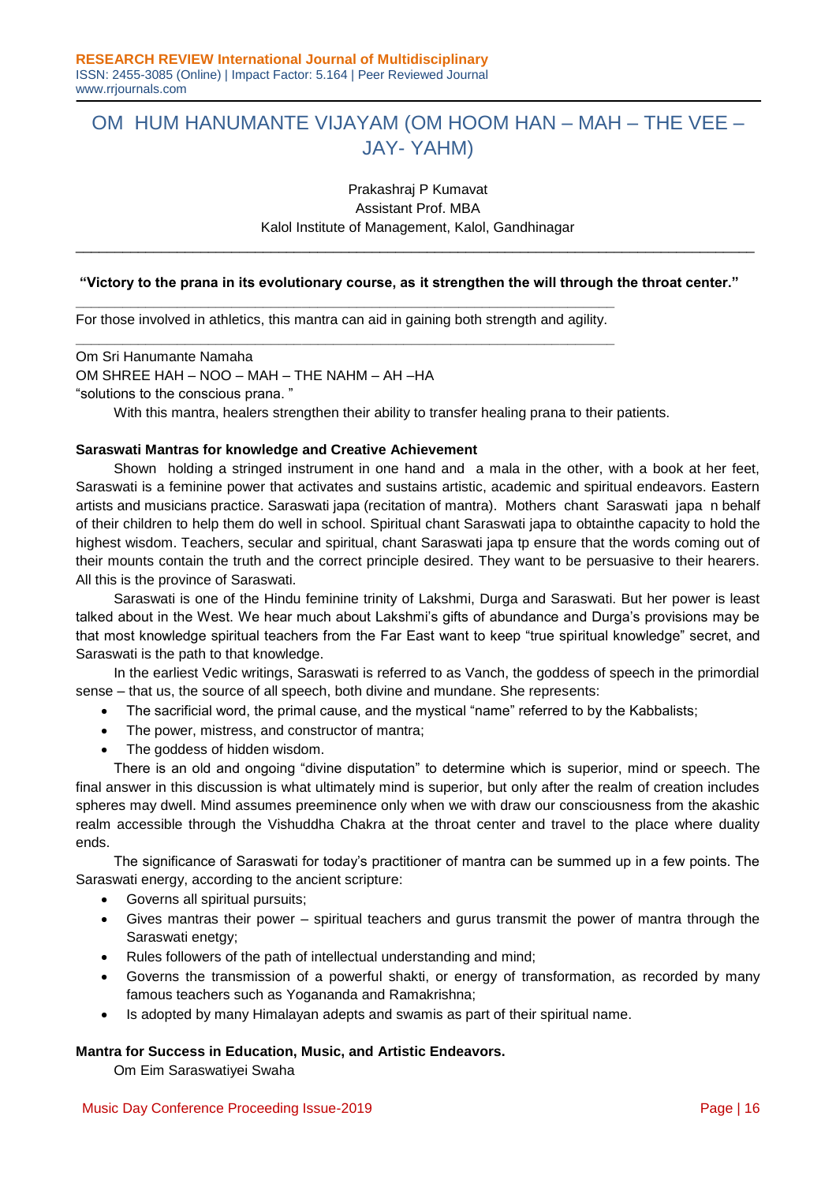# OM HUM HANUMANTE VIJAYAM (OM HOOM HAN – MAH – THE VEE – JAY- YAHM)

Prakashraj P Kumavat
Assistant Prof. MBA
Kalol Institute of Management, Kalol, Gandhinagar

---

**"Victory to the prana in its evolutionary course, as it strengthen the will through the throat center."**

---

For those involved in athletics, this mantra can aid in gaining both strength and agility.

---

Om Sri Hanumante Namaha
OM SHREE HAH – NOO – MAH – THE NAHM – AH –HA
"solutions to the conscious prana. "

With this mantra, healers strengthen their ability to transfer healing prana to their patients.

**Saraswati Mantras for knowledge and Creative Achievement**

Shown holding a stringed instrument in one hand and a mala in the other, with a book at her feet, Saraswati is a feminine power that activates and sustains artistic, academic and spiritual endeavors. Eastern artists and musicians practice. Saraswati japa (recitation of mantra). Mothers chant Saraswati japa n behalf of their children to help them do well in school. Spiritual chant Saraswati japa to obtainthe capacity to hold the highest wisdom. Teachers, secular and spiritual, chant Saraswati japa tp ensure that the words coming out of their mounts contain the truth and the correct principle desired. They want to be persuasive to their hearers. All this is the province of Saraswati.

Saraswati is one of the Hindu feminine trinity of Lakshmi, Durga and Saraswati. But her power is least talked about in the West. We hear much about Lakshmi's gifts of abundance and Durga's provisions may be that most knowledge spiritual teachers from the Far East want to keep "true spiritual knowledge" secret, and Saraswati is the path to that knowledge.

In the earliest Vedic writings, Saraswati is referred to as Vanch, the goddess of speech in the primordial sense – that us, the source of all speech, both divine and mundane. She represents:

- The sacrificial word, the primal cause, and the mystical "name" referred to by the Kabbalists;
- The power, mistress, and constructor of mantra;
- The goddess of hidden wisdom.

There is an old and ongoing "divine disputation" to determine which is superior, mind or speech. The final answer in this discussion is what ultimately mind is superior, but only after the realm of creation includes spheres may dwell. Mind assumes preeminence only when we with draw our consciousness from the akashic realm accessible through the Vishuddha Chakra at the throat center and travel to the place where duality ends.

The significance of Saraswati for today's practitioner of mantra can be summed up in a few points. The Saraswati energy, according to the ancient scripture:

- Governs all spiritual pursuits;
- Gives mantras their power – spiritual teachers and gurus transmit the power of mantra through the Saraswati enetgy;
- Rules followers of the path of intellectual understanding and mind;
- Governs the transmission of a powerful shakti, or energy of transformation, as recorded by many famous teachers such as Yogananda and Ramakrishna;
- Is adopted by many Himalayan adepts and swamis as part of their spiritual name.

**Mantra for Success in Education, Music, and Artistic Endeavors.**

Om Eim Saraswatiyei Swaha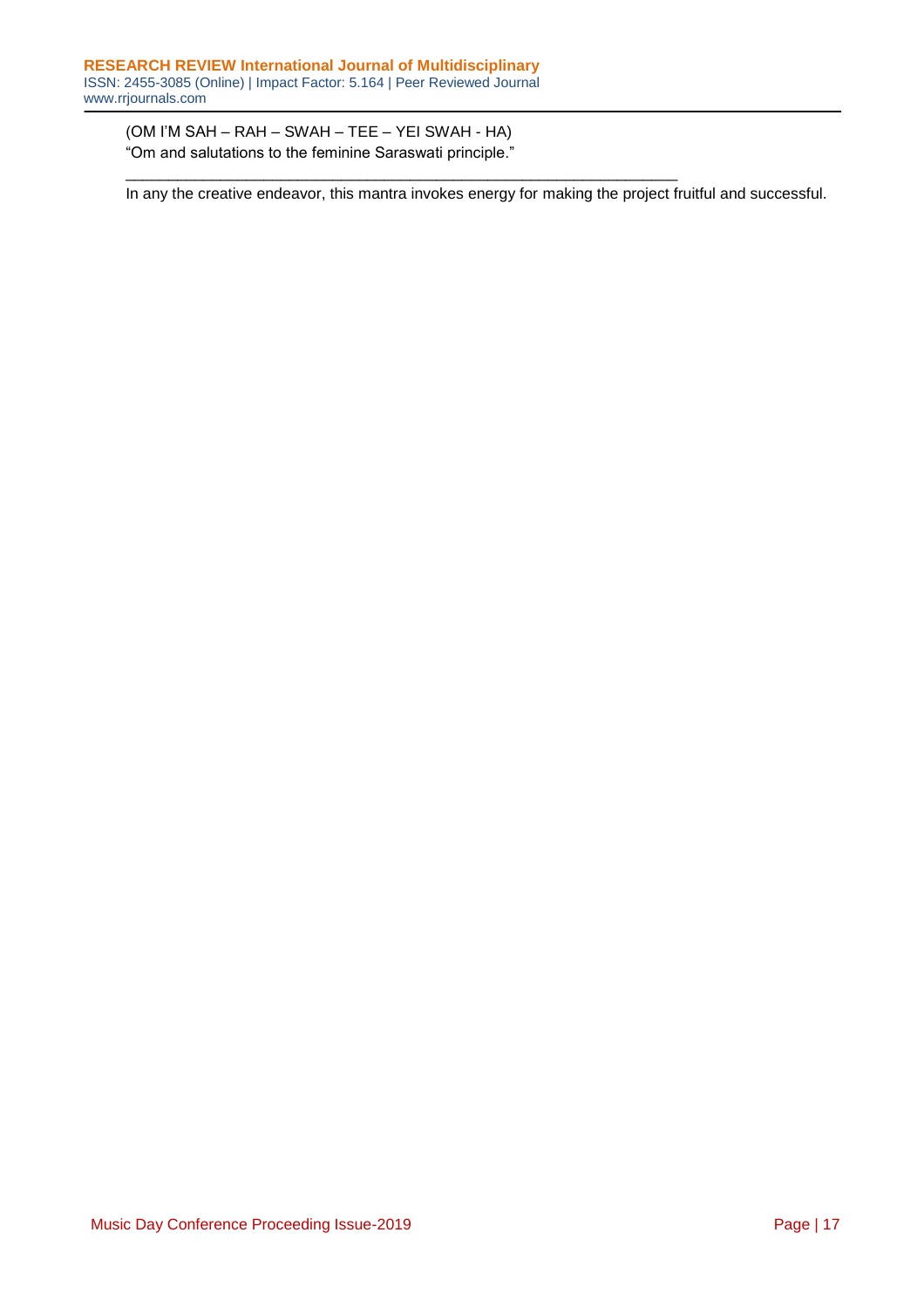(OM I'M SAH – RAH – SWAH – TEE – YEI SWAH - HA)
"Om and salutations to the feminine Saraswati principle."

---

In any the creative endeavor, this mantra invokes energy for making the project fruitful and successful.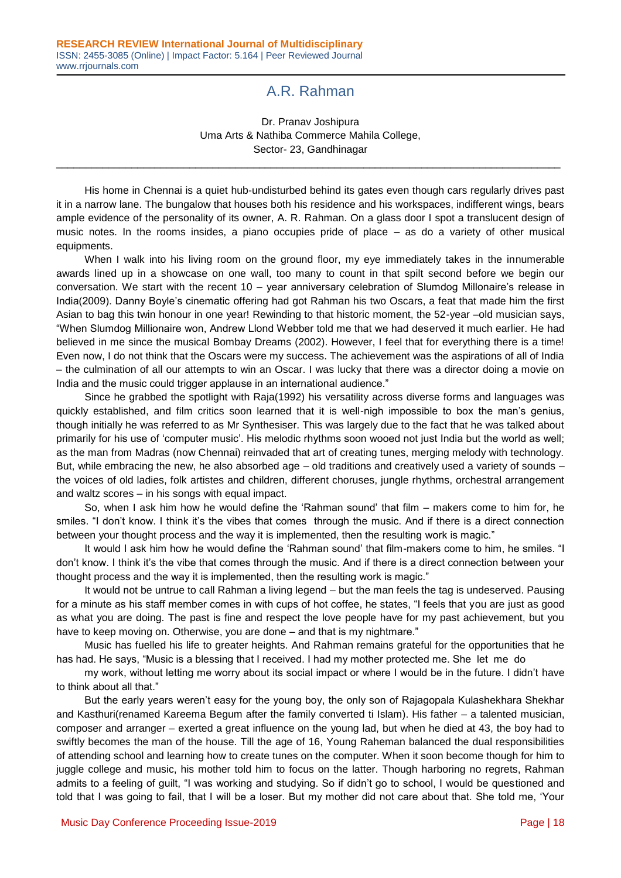# A.R. Rahman

Dr. Pranav Joshipura
Uma Arts & Nathiba Commerce Mahila College,
Sector- 23, Gandhinagar

---

His home in Chennai is a quiet hub-undisturbed behind its gates even though cars regularly drives past it in a narrow lane. The bungalow that houses both his residence and his workspaces, indifferent wings, bears ample evidence of the personality of its owner, A. R. Rahman. On a glass door I spot a translucent design of music notes. In the rooms insides, a piano occupies pride of place – as do a variety of other musical equipments.

When I walk into his living room on the ground floor, my eye immediately takes in the innumerable awards lined up in a showcase on one wall, too many to count in that spilt second before we begin our conversation. We start with the recent 10 – year anniversary celebration of Slumdog Millonaire's release in India(2009). Danny Boyle's cinematic offering had got Rahman his two Oscars, a feat that made him the first Asian to bag this twin honour in one year! Rewinding to that historic moment, the 52-year –old musician says, "When Slumdog Millionaire won, Andrew Llond Webber told me that we had deserved it much earlier. He had believed in me since the musical Bombay Dreams (2002). However, I feel that for everything there is a time! Even now, I do not think that the Oscars were my success. The achievement was the aspirations of all of India – the culmination of all our attempts to win an Oscar. I was lucky that there was a director doing a movie on India and the music could trigger applause in an international audience."

Since he grabbed the spotlight with Raja(1992) his versatility across diverse forms and languages was quickly established, and film critics soon learned that it is well-nigh impossible to box the man's genius, though initially he was referred to as Mr Synthesiser. This was largely due to the fact that he was talked about primarily for his use of 'computer music'. His melodic rhythms soon wooed not just India but the world as well; as the man from Madras (now Chennai) reinvaded that art of creating tunes, merging melody with technology. But, while embracing the new, he also absorbed age – old traditions and creatively used a variety of sounds – the voices of old ladies, folk artistes and children, different choruses, jungle rhythms, orchestral arrangement and waltz scores – in his songs with equal impact.

So, when I ask him how he would define the 'Rahman sound' that film – makers come to him for, he smiles. "I don't know. I think it's the vibes that comes through the music. And if there is a direct connection between your thought process and the way it is implemented, then the resulting work is magic."

It would I ask him how he would define the 'Rahman sound' that film-makers come to him, he smiles. "I don't know. I think it's the vibe that comes through the music. And if there is a direct connection between your thought process and the way it is implemented, then the resulting work is magic."

It would not be untrue to call Rahman a living legend – but the man feels the tag is undeserved. Pausing for a minute as his staff member comes in with cups of hot coffee, he states, "I feels that you are just as good as what you are doing. The past is fine and respect the love people have for my past achievement, but you have to keep moving on. Otherwise, you are done – and that is my nightmare."

Music has fuelled his life to greater heights. And Rahman remains grateful for the opportunities that he has had. He says, "Music is a blessing that I received. I had my mother protected me. She let me do my work, without letting me worry about its social impact or where I would be in the future. I didn't have to think about all that."

But the early years weren't easy for the young boy, the only son of Rajagopala Kulashekhara Shekhar and Kasthuri(renamed Kareema Begum after the family converted ti Islam). His father – a talented musician, composer and arranger – exerted a great influence on the young lad, but when he died at 43, the boy had to swiftly becomes the man of the house. Till the age of 16, Young Raheman balanced the dual responsibilities of attending school and learning how to create tunes on the computer. When it soon become though for him to juggle college and music, his mother told him to focus on the latter. Though harboring no regrets, Rahman admits to a feeling of guilt, "I was working and studying. So if didn't go to school, I would be questioned and told that I was going to fail, that I will be a loser. But my mother did not care about that. She told me, 'Your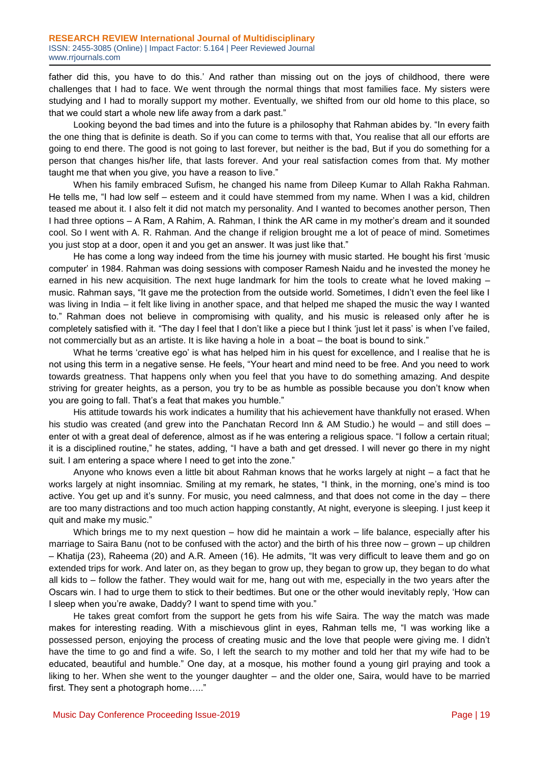father did this, you have to do this.' And rather than missing out on the joys of childhood, there were challenges that I had to face. We went through the normal things that most families face. My sisters were studying and I had to morally support my mother. Eventually, we shifted from our old home to this place, so that we could start a whole new life away from a dark past."

Looking beyond the bad times and into the future is a philosophy that Rahman abides by. "In every faith the one thing that is definite is death. So if you can come to terms with that, You realise that all our efforts are going to end there. The good is not going to last forever, but neither is the bad, But if you do something for a person that changes his/her life, that lasts forever. And your real satisfaction comes from that. My mother taught me that when you give, you have a reason to live."

When his family embraced Sufism, he changed his name from Dileep Kumar to Allah Rakha Rahman. He tells me, "I had low self – esteem and it could have stemmed from my name. When I was a kid, children teased me about it. I also felt it did not match my personality. And I wanted to becomes another person, Then I had three options – A Ram, A Rahim, A. Rahman, I think the AR came in my mother's dream and it sounded cool. So I went with A. R. Rahman. And the change if religion brought me a lot of peace of mind. Sometimes you just stop at a door, open it and you get an answer. It was just like that."

He has come a long way indeed from the time his journey with music started. He bought his first 'music computer' in 1984. Rahman was doing sessions with composer Ramesh Naidu and he invested the money he earned in his new acquisition. The next huge landmark for him the tools to create what he loved making – music. Rahman says, "It gave me the protection from the outside world. Sometimes, I didn't even the feel like I was living in India – it felt like living in another space, and that helped me shaped the music the way I wanted to." Rahman does not believe in compromising with quality, and his music is released only after he is completely satisfied with it. "The day I feel that I don't like a piece but I think 'just let it pass' is when I've failed, not commercially but as an artiste. It is like having a hole in a boat – the boat is bound to sink."

What he terms 'creative ego' is what has helped him in his quest for excellence, and I realise that he is not using this term in a negative sense. He feels, "Your heart and mind need to be free. And you need to work towards greatness. That happens only when you feel that you have to do something amazing. And despite striving for greater heights, as a person, you try to be as humble as possible because you don't know when you are going to fall. That's a feat that makes you humble."

His attitude towards his work indicates a humility that his achievement have thankfully not erased. When his studio was created (and grew into the Panchatan Record Inn & AM Studio.) he would – and still does – enter ot with a great deal of deference, almost as if he was entering a religious space. "I follow a certain ritual; it is a disciplined routine," he states, adding, "I have a bath and get dressed. I will never go there in my night suit. I am entering a space where I need to get into the zone."

Anyone who knows even a little bit about Rahman knows that he works largely at night – a fact that he works largely at night insomniac. Smiling at my remark, he states, "I think, in the morning, one's mind is too active. You get up and it's sunny. For music, you need calmness, and that does not come in the day – there are too many distractions and too much action happing constantly, At night, everyone is sleeping. I just keep it quit and make my music."

Which brings me to my next question – how did he maintain a work – life balance, especially after his marriage to Saira Banu (not to be confused with the actor) and the birth of his three now – grown – up children – Khatija (23), Raheema (20) and A.R. Ameen (16). He admits, "It was very difficult to leave them and go on extended trips for work. And later on, as they began to grow up, they began to grow up, they began to do what all kids to – follow the father. They would wait for me, hang out with me, especially in the two years after the Oscars win. I had to urge them to stick to their bedtimes. But one or the other would inevitably reply, 'How can I sleep when you're awake, Daddy? I want to spend time with you."

He takes great comfort from the support he gets from his wife Saira. The way the match was made makes for interesting reading. With a mischievous glint in eyes, Rahman tells me, "I was working like a possessed person, enjoying the process of creating music and the love that people were giving me. I didn't have the time to go and find a wife. So, I left the search to my mother and told her that my wife had to be educated, beautiful and humble." One day, at a mosque, his mother found a young girl praying and took a liking to her. When she went to the younger daughter – and the older one, Saira, would have to be married first. They sent a photograph home….."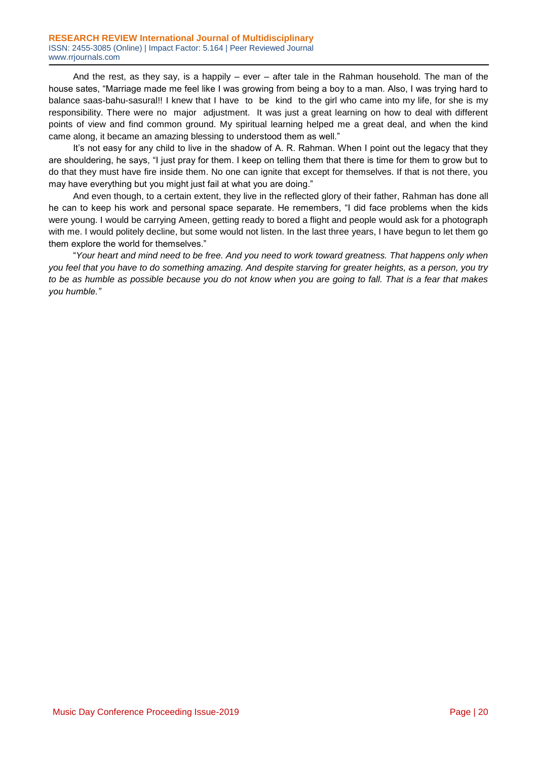And the rest, as they say, is a happily – ever – after tale in the Rahman household. The man of the house sates, "Marriage made me feel like I was growing from being a boy to a man. Also, I was trying hard to balance saas-bahu-sasural!! I knew that I have to be kind to the girl who came into my life, for she is my responsibility. There were no major adjustment. It was just a great learning on how to deal with different points of view and find common ground. My spiritual learning helped me a great deal, and when the kind came along, it became an amazing blessing to understood them as well."

It's not easy for any child to live in the shadow of A. R. Rahman. When I point out the legacy that they are shouldering, he says, "I just pray for them. I keep on telling them that there is time for them to grow but to do that they must have fire inside them. No one can ignite that except for themselves. If that is not there, you may have everything but you might just fail at what you are doing."

And even though, to a certain extent, they live in the reflected glory of their father, Rahman has done all he can to keep his work and personal space separate. He remembers, "I did face problems when the kids were young. I would be carrying Ameen, getting ready to bored a flight and people would ask for a photograph with me. I would politely decline, but some would not listen. In the last three years, I have begun to let them go them explore the world for themselves."

"*Your heart and mind need to be free. And you need to work toward greatness. That happens only when you feel that you have to do something amazing. And despite starving for greater heights, as a person, you try to be as humble as possible because you do not know when you are going to fall. That is a fear that makes you humble."*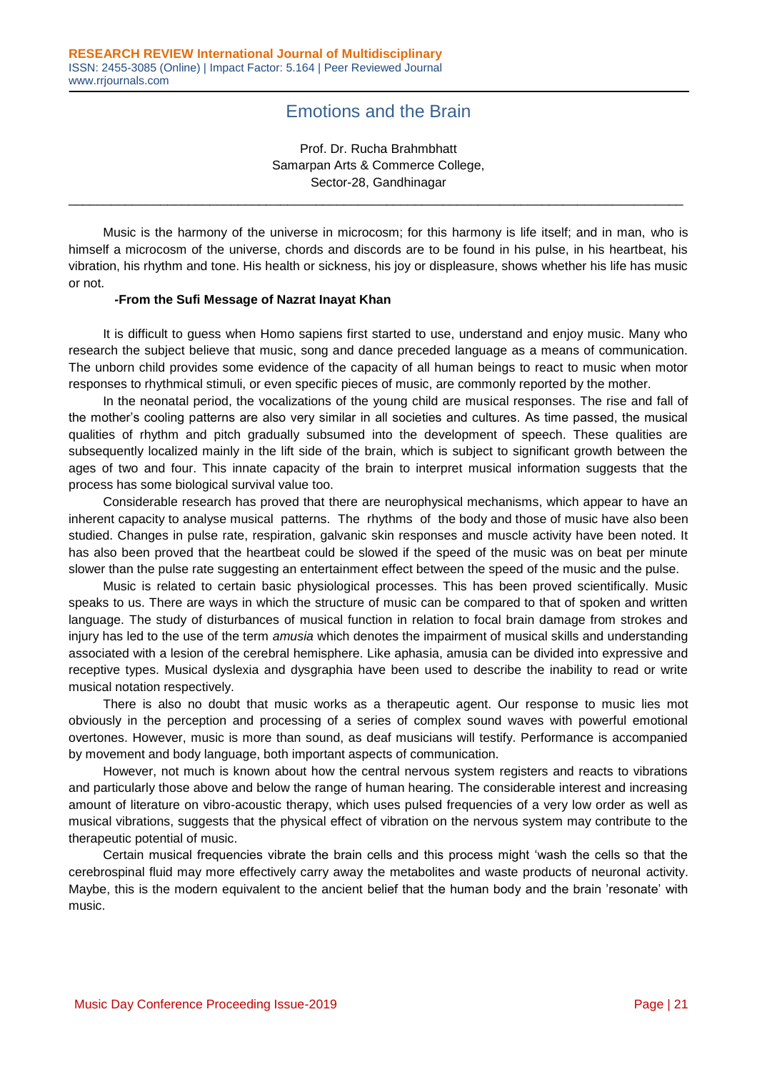# Emotions and the Brain

Prof. Dr. Rucha Brahmbhatt
Samarpan Arts & Commerce College,
Sector-28, Gandhinagar

---

Music is the harmony of the universe in microcosm; for this harmony is life itself; and in man, who is himself a microcosm of the universe, chords and discords are to be found in his pulse, in his heartbeat, his vibration, his rhythm and tone. His health or sickness, his joy or displeasure, shows whether his life has music or not.

**-From the Sufi Message of Nazrat Inayat Khan**

It is difficult to guess when Homo sapiens first started to use, understand and enjoy music. Many who research the subject believe that music, song and dance preceded language as a means of communication. The unborn child provides some evidence of the capacity of all human beings to react to music when motor responses to rhythmical stimuli, or even specific pieces of music, are commonly reported by the mother.

In the neonatal period, the vocalizations of the young child are musical responses. The rise and fall of the mother's cooling patterns are also very similar in all societies and cultures. As time passed, the musical qualities of rhythm and pitch gradually subsumed into the development of speech. These qualities are subsequently localized mainly in the lift side of the brain, which is subject to significant growth between the ages of two and four. This innate capacity of the brain to interpret musical information suggests that the process has some biological survival value too.

Considerable research has proved that there are neurophysical mechanisms, which appear to have an inherent capacity to analyse musical patterns. The rhythms of the body and those of music have also been studied. Changes in pulse rate, respiration, galvanic skin responses and muscle activity have been noted. It has also been proved that the heartbeat could be slowed if the speed of the music was on beat per minute slower than the pulse rate suggesting an entertainment effect between the speed of the music and the pulse.

Music is related to certain basic physiological processes. This has been proved scientifically. Music speaks to us. There are ways in which the structure of music can be compared to that of spoken and written language. The study of disturbances of musical function in relation to focal brain damage from strokes and injury has led to the use of the term *amusia* which denotes the impairment of musical skills and understanding associated with a lesion of the cerebral hemisphere. Like aphasia, amusia can be divided into expressive and receptive types. Musical dyslexia and dysgraphia have been used to describe the inability to read or write musical notation respectively.

There is also no doubt that music works as a therapeutic agent. Our response to music lies mot obviously in the perception and processing of a series of complex sound waves with powerful emotional overtones. However, music is more than sound, as deaf musicians will testify. Performance is accompanied by movement and body language, both important aspects of communication.

However, not much is known about how the central nervous system registers and reacts to vibrations and particularly those above and below the range of human hearing. The considerable interest and increasing amount of literature on vibro-acoustic therapy, which uses pulsed frequencies of a very low order as well as musical vibrations, suggests that the physical effect of vibration on the nervous system may contribute to the therapeutic potential of music.

Certain musical frequencies vibrate the brain cells and this process might 'wash the cells so that the cerebrospinal fluid may more effectively carry away the metabolites and waste products of neuronal activity. Maybe, this is the modern equivalent to the ancient belief that the human body and the brain 'resonate' with music.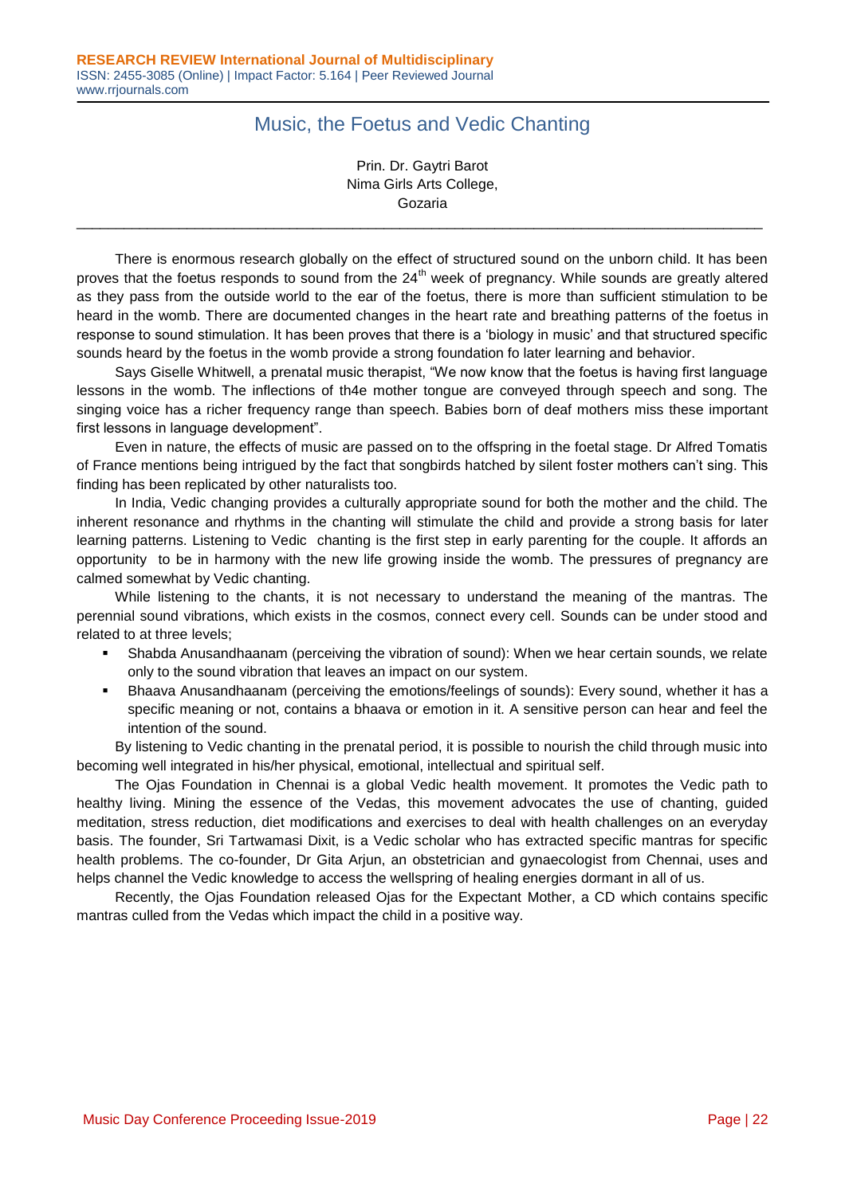# Music, the Foetus and Vedic Chanting

Prin. Dr. Gaytri Barot
Nima Girls Arts College,
Gozaria

---

There is enormous research globally on the effect of structured sound on the unborn child. It has been proves that the foetus responds to sound from the 24th week of pregnancy. While sounds are greatly altered as they pass from the outside world to the ear of the foetus, there is more than sufficient stimulation to be heard in the womb. There are documented changes in the heart rate and breathing patterns of the foetus in response to sound stimulation. It has been proves that there is a 'biology in music' and that structured specific sounds heard by the foetus in the womb provide a strong foundation fo later learning and behavior.

Says Giselle Whitwell, a prenatal music therapist, "We now know that the foetus is having first language lessons in the womb. The inflections of th4e mother tongue are conveyed through speech and song. The singing voice has a richer frequency range than speech. Babies born of deaf mothers miss these important first lessons in language development".

Even in nature, the effects of music are passed on to the offspring in the foetal stage. Dr Alfred Tomatis of France mentions being intrigued by the fact that songbirds hatched by silent foster mothers can't sing. This finding has been replicated by other naturalists too.

In India, Vedic changing provides a culturally appropriate sound for both the mother and the child. The inherent resonance and rhythms in the chanting will stimulate the child and provide a strong basis for later learning patterns. Listening to Vedic chanting is the first step in early parenting for the couple. It affords an opportunity to be in harmony with the new life growing inside the womb. The pressures of pregnancy are calmed somewhat by Vedic chanting.

While listening to the chants, it is not necessary to understand the meaning of the mantras. The perennial sound vibrations, which exists in the cosmos, connect every cell. Sounds can be under stood and related to at three levels;

- Shabda Anusandhaanam (perceiving the vibration of sound): When we hear certain sounds, we relate only to the sound vibration that leaves an impact on our system.
- Bhaava Anusandhaanam (perceiving the emotions/feelings of sounds): Every sound, whether it has a specific meaning or not, contains a bhaava or emotion in it. A sensitive person can hear and feel the intention of the sound.

By listening to Vedic chanting in the prenatal period, it is possible to nourish the child through music into becoming well integrated in his/her physical, emotional, intellectual and spiritual self.

The Ojas Foundation in Chennai is a global Vedic health movement. It promotes the Vedic path to healthy living. Mining the essence of the Vedas, this movement advocates the use of chanting, guided meditation, stress reduction, diet modifications and exercises to deal with health challenges on an everyday basis. The founder, Sri Tartwamasi Dixit, is a Vedic scholar who has extracted specific mantras for specific health problems. The co-founder, Dr Gita Arjun, an obstetrician and gynaecologist from Chennai, uses and helps channel the Vedic knowledge to access the wellspring of healing energies dormant in all of us.

Recently, the Ojas Foundation released Ojas for the Expectant Mother, a CD which contains specific mantras culled from the Vedas which impact the child in a positive way.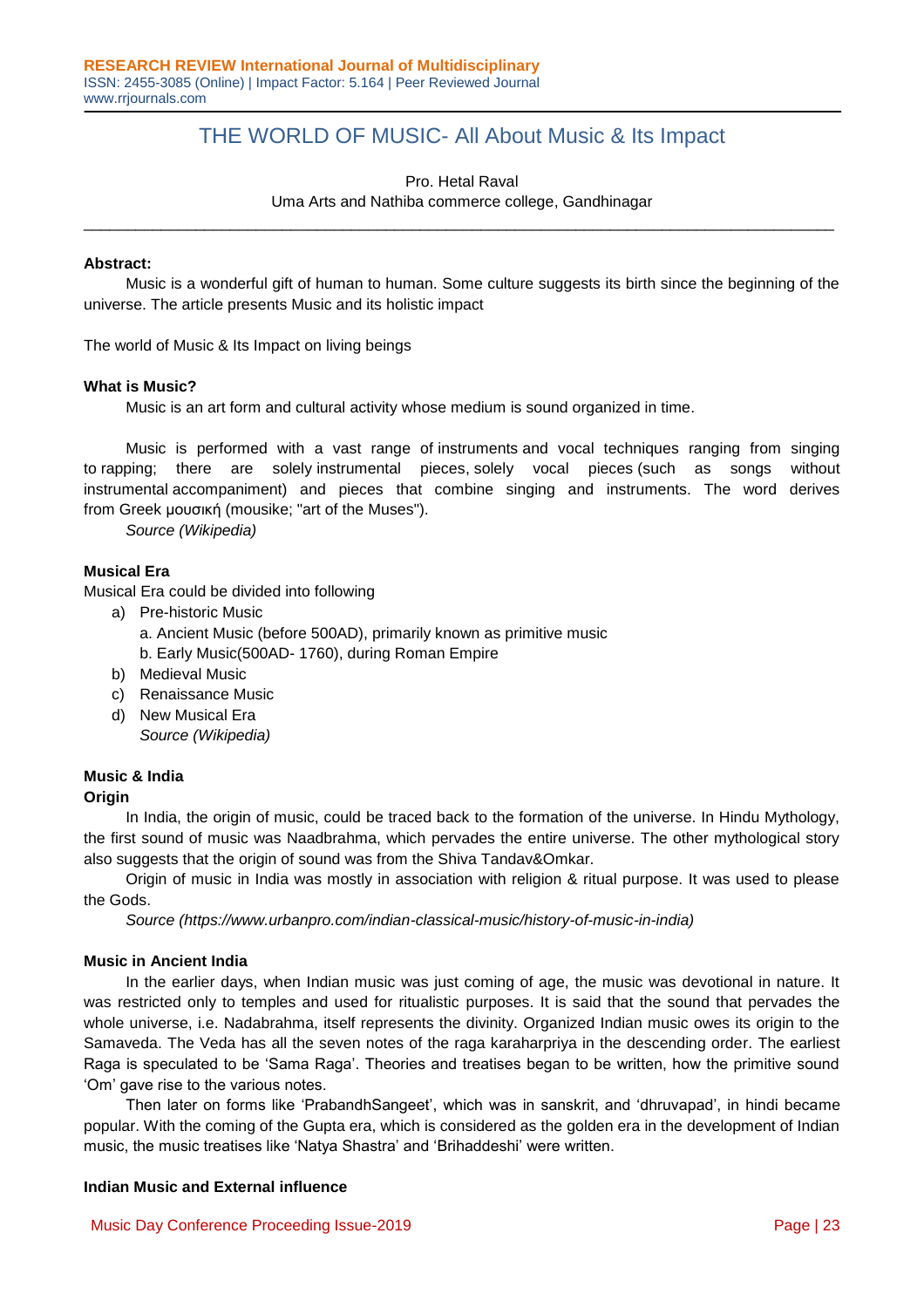# THE WORLD OF MUSIC- All About Music & Its Impact

Pro. Hetal Raval

Uma Arts and Nathiba commerce college, Gandhinagar

---

**Abstract:**

Music is a wonderful gift of human to human. Some culture suggests its birth since the beginning of the universe. The article presents Music and its holistic impact

The world of Music & Its Impact on living beings

**What is Music?**

Music is an art form and cultural activity whose medium is sound organized in time.

Music is performed with a vast range of instruments and vocal techniques ranging from singing to rapping; there are solely instrumental pieces, solely vocal pieces (such as songs without instrumental accompaniment) and pieces that combine singing and instruments. The word derives from Greek μουσική (mousike; "art of the Muses").

*Source (Wikipedia)*

**Musical Era**

Musical Era could be divided into following

a) Pre-historic Music
   a. Ancient Music (before 500AD), primarily known as primitive music
   b. Early Music(500AD- 1760), during Roman Empire
b) Medieval Music
c) Renaissance Music
d) New Musical Era

*Source (Wikipedia)*

**Music & India**

**Origin**

In India, the origin of music, could be traced back to the formation of the universe. In Hindu Mythology, the first sound of music was Naadbrahma, which pervades the entire universe. The other mythological story also suggests that the origin of sound was from the Shiva Tandav&Omkar.

Origin of music in India was mostly in association with religion & ritual purpose. It was used to please the Gods.

*Source (https://www.urbanpro.com/indian-classical-music/history-of-music-in-india)*

**Music in Ancient India**

In the earlier days, when Indian music was just coming of age, the music was devotional in nature. It was restricted only to temples and used for ritualistic purposes. It is said that the sound that pervades the whole universe, i.e. Nadabrahma, itself represents the divinity. Organized Indian music owes its origin to the Samaveda. The Veda has all the seven notes of the raga karaharpriya in the descending order. The earliest Raga is speculated to be 'Sama Raga'. Theories and treatises began to be written, how the primitive sound 'Om' gave rise to the various notes.

Then later on forms like 'PrabandhSangeet', which was in sanskrit, and 'dhruvapad', in hindi became popular. With the coming of the Gupta era, which is considered as the golden era in the development of Indian music, the music treatises like 'Natya Shastra' and 'Brihaddeshi' were written.

**Indian Music and External influence**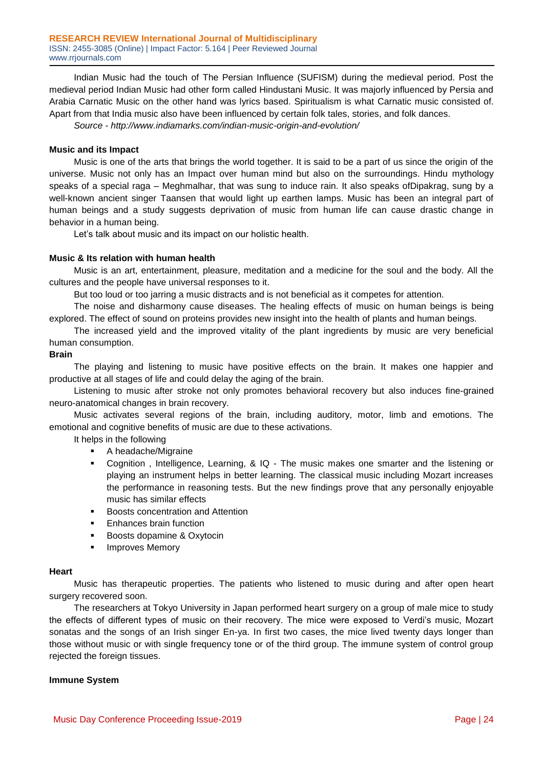Indian Music had the touch of The Persian Influence (SUFISM) during the medieval period. Post the medieval period Indian Music had other form called Hindustani Music. It was majorly influenced by Persia and Arabia Carnatic Music on the other hand was lyrics based. Spiritualism is what Carnatic music consisted of. Apart from that India music also have been influenced by certain folk tales, stories, and folk dances.

*Source - http://www.indiamarks.com/indian-music-origin-and-evolution/*

**Music and its Impact**

Music is one of the arts that brings the world together. It is said to be a part of us since the origin of the universe. Music not only has an Impact over human mind but also on the surroundings. Hindu mythology speaks of a special raga – Meghmalhar, that was sung to induce rain. It also speaks ofDipakrag, sung by a well-known ancient singer Taansen that would light up earthen lamps. Music has been an integral part of human beings and a study suggests deprivation of music from human life can cause drastic change in behavior in a human being.

Let's talk about music and its impact on our holistic health.

**Music & Its relation with human health**

Music is an art, entertainment, pleasure, meditation and a medicine for the soul and the body. All the cultures and the people have universal responses to it.

But too loud or too jarring a music distracts and is not beneficial as it competes for attention.

The noise and disharmony cause diseases. The healing effects of music on human beings is being explored. The effect of sound on proteins provides new insight into the health of plants and human beings.

The increased yield and the improved vitality of the plant ingredients by music are very beneficial human consumption.

**Brain**

The playing and listening to music have positive effects on the brain. It makes one happier and productive at all stages of life and could delay the aging of the brain.

Listening to music after stroke not only promotes behavioral recovery but also induces fine-grained neuro-anatomical changes in brain recovery.

Music activates several regions of the brain, including auditory, motor, limb and emotions. The emotional and cognitive benefits of music are due to these activations.

It helps in the following

- A headache/Migraine
- Cognition , Intelligence, Learning, & IQ - The music makes one smarter and the listening or playing an instrument helps in better learning. The classical music including Mozart increases the performance in reasoning tests. But the new findings prove that any personally enjoyable music has similar effects
- Boosts concentration and Attention
- Enhances brain function
- Boosts dopamine & Oxytocin
- Improves Memory

**Heart**

Music has therapeutic properties. The patients who listened to music during and after open heart surgery recovered soon.

The researchers at Tokyo University in Japan performed heart surgery on a group of male mice to study the effects of different types of music on their recovery. The mice were exposed to Verdi's music, Mozart sonatas and the songs of an Irish singer En-ya. In first two cases, the mice lived twenty days longer than those without music or with single frequency tone or of the third group. The immune system of control group rejected the foreign tissues.

**Immune System**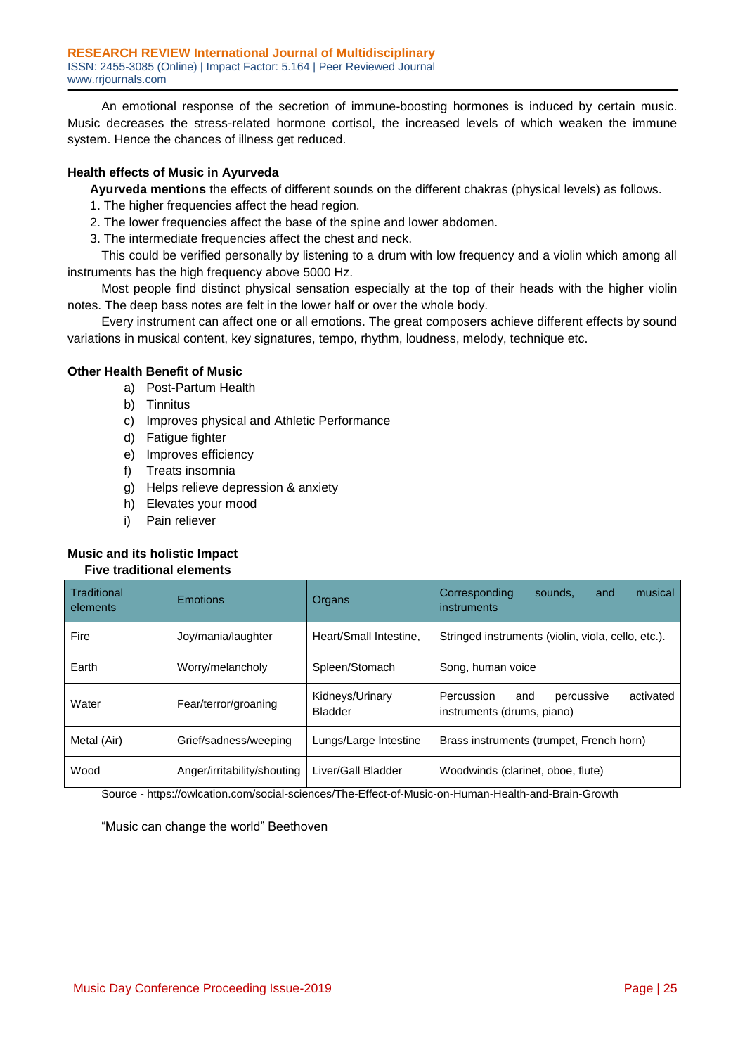An emotional response of the secretion of immune-boosting hormones is induced by certain music. Music decreases the stress-related hormone cortisol, the increased levels of which weaken the immune system. Hence the chances of illness get reduced.

### Health effects of Music in Ayurveda

**Ayurveda mentions** the effects of different sounds on the different chakras (physical levels) as follows.

1. The higher frequencies affect the head region.
2. The lower frequencies affect the base of the spine and lower abdomen.
3. The intermediate frequencies affect the chest and neck.

This could be verified personally by listening to a drum with low frequency and a violin which among all instruments has the high frequency above 5000 Hz.

Most people find distinct physical sensation especially at the top of their heads with the higher violin notes. The deep bass notes are felt in the lower half or over the whole body.

Every instrument can affect one or all emotions. The great composers achieve different effects by sound variations in musical content, key signatures, tempo, rhythm, loudness, melody, technique etc.

### Other Health Benefit of Music

a) Post-Partum Health
b) Tinnitus
c) Improves physical and Athletic Performance
d) Fatigue fighter
e) Improves efficiency
f) Treats insomnia
g) Helps relieve depression & anxiety
h) Elevates your mood
i) Pain reliever

### Music and its holistic Impact

**Five traditional elements**

| Traditional elements | Emotions | Organs | Corresponding sounds, and musical instruments |
|---|---|---|---|
| Fire | Joy/mania/laughter | Heart/Small Intestine, | Stringed instruments (violin, viola, cello, etc.). |
| Earth | Worry/melancholy | Spleen/Stomach | Song, human voice |
| Water | Fear/terror/groaning | Kidneys/Urinary Bladder | Percussion and percussive activated instruments (drums, piano) |
| Metal (Air) | Grief/sadness/weeping | Lungs/Large Intestine | Brass instruments (trumpet, French horn) |
| Wood | Anger/irritability/shouting | Liver/Gall Bladder | Woodwinds (clarinet, oboe, flute) |

Source - https://owlcation.com/social-sciences/The-Effect-of-Music-on-Human-Health-and-Brain-Growth

"Music can change the world" Beethoven